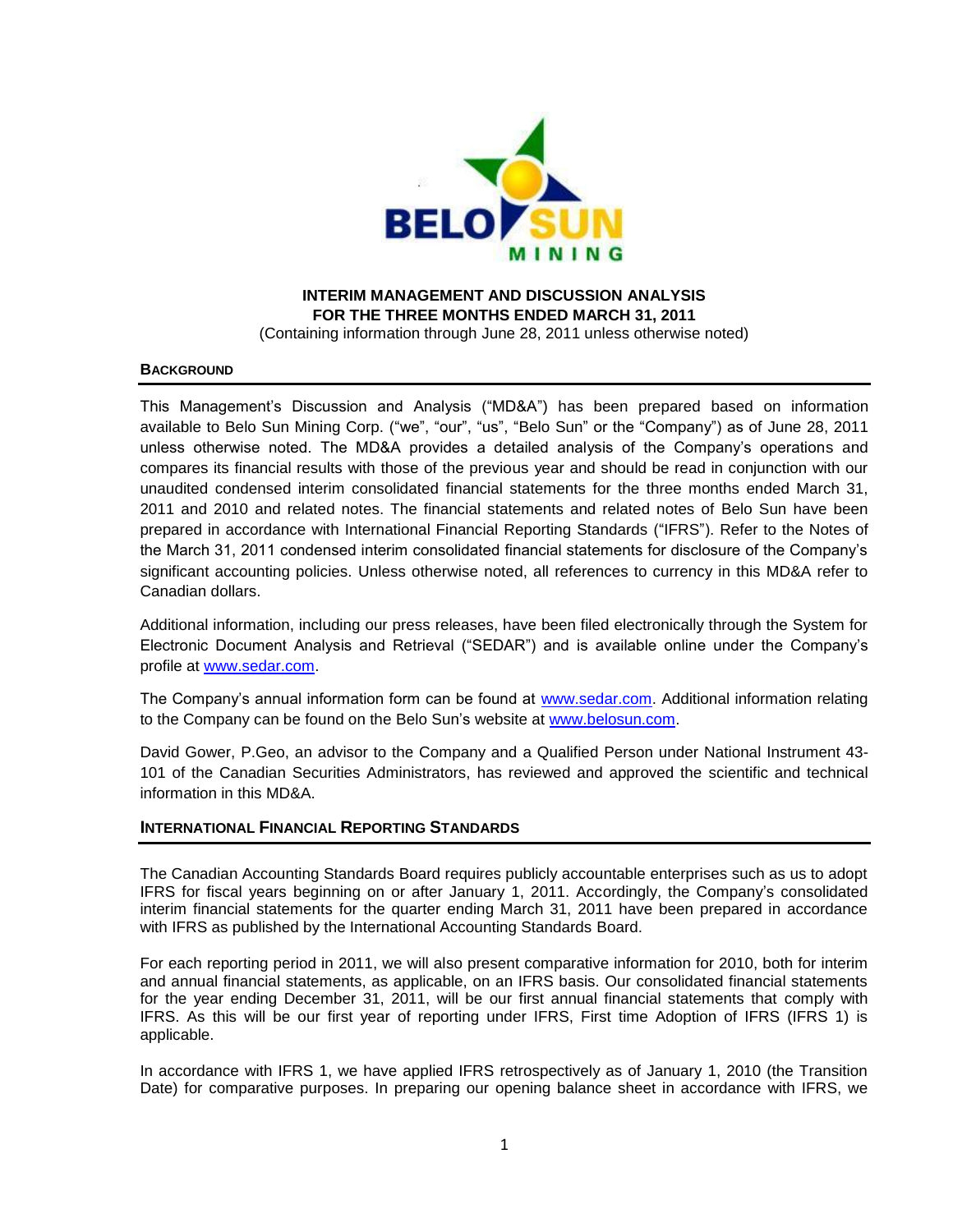**INTERIM MANAGEMENT AND DISCUSSION ANALYSIS**
**FOR THE THREE MONTHS ENDED MARCH 31, 2011**
(Containing information through June 28, 2011 unless otherwise noted)

## BACKGROUND

This Management's Discussion and Analysis ("MD&A") has been prepared based on information available to Belo Sun Mining Corp. ("we", "our", "us", "Belo Sun" or the "Company") as of June 28, 2011 unless otherwise noted. The MD&A provides a detailed analysis of the Company's operations and compares its financial results with those of the previous year and should be read in conjunction with our unaudited condensed interim consolidated financial statements for the three months ended March 31, 2011 and 2010 and related notes. The financial statements and related notes of Belo Sun have been prepared in accordance with International Financial Reporting Standards ("IFRS"). Refer to the Notes of the March 31, 2011 condensed interim consolidated financial statements for disclosure of the Company's significant accounting policies. Unless otherwise noted, all references to currency in this MD&A refer to Canadian dollars.

Additional information, including our press releases, have been filed electronically through the System for Electronic Document Analysis and Retrieval ("SEDAR") and is available online under the Company's profile at www.sedar.com.

The Company's annual information form can be found at www.sedar.com. Additional information relating to the Company can be found on the Belo Sun's website at www.belosun.com.

David Gower, P.Geo, an advisor to the Company and a Qualified Person under National Instrument 43-101 of the Canadian Securities Administrators, has reviewed and approved the scientific and technical information in this MD&A.

## INTERNATIONAL FINANCIAL REPORTING STANDARDS

The Canadian Accounting Standards Board requires publicly accountable enterprises such as us to adopt IFRS for fiscal years beginning on or after January 1, 2011. Accordingly, the Company's consolidated interim financial statements for the quarter ending March 31, 2011 have been prepared in accordance with IFRS as published by the International Accounting Standards Board.

For each reporting period in 2011, we will also present comparative information for 2010, both for interim and annual financial statements, as applicable, on an IFRS basis. Our consolidated financial statements for the year ending December 31, 2011, will be our first annual financial statements that comply with IFRS. As this will be our first year of reporting under IFRS, First time Adoption of IFRS (IFRS 1) is applicable.

In accordance with IFRS 1, we have applied IFRS retrospectively as of January 1, 2010 (the Transition Date) for comparative purposes. In preparing our opening balance sheet in accordance with IFRS, we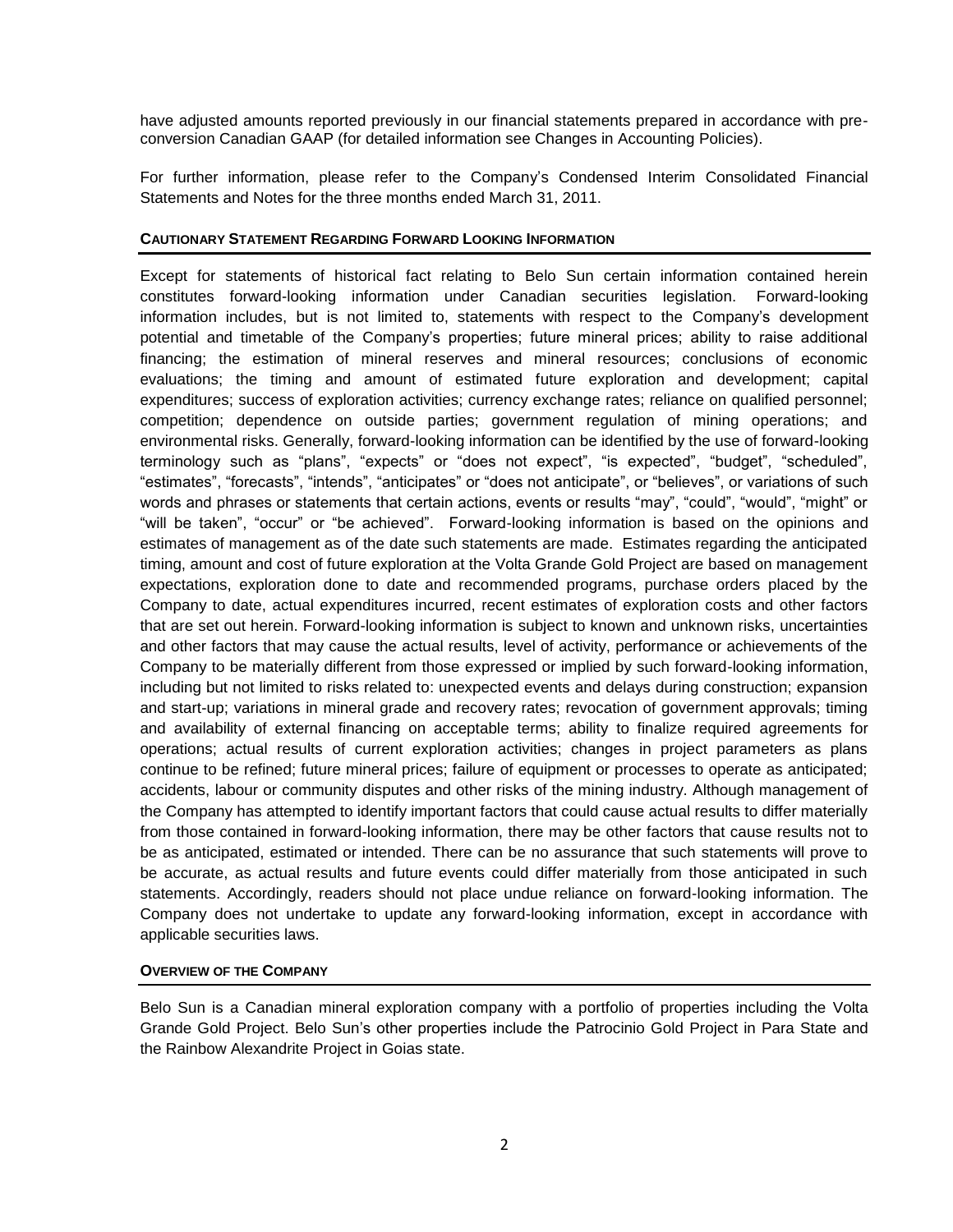have adjusted amounts reported previously in our financial statements prepared in accordance with pre-conversion Canadian GAAP (for detailed information see Changes in Accounting Policies).

For further information, please refer to the Company's Condensed Interim Consolidated Financial Statements and Notes for the three months ended March 31, 2011.

## CAUTIONARY STATEMENT REGARDING FORWARD LOOKING INFORMATION

Except for statements of historical fact relating to Belo Sun certain information contained herein constitutes forward-looking information under Canadian securities legislation. Forward-looking information includes, but is not limited to, statements with respect to the Company's development potential and timetable of the Company's properties; future mineral prices; ability to raise additional financing; the estimation of mineral reserves and mineral resources; conclusions of economic evaluations; the timing and amount of estimated future exploration and development; capital expenditures; success of exploration activities; currency exchange rates; reliance on qualified personnel; competition; dependence on outside parties; government regulation of mining operations; and environmental risks. Generally, forward-looking information can be identified by the use of forward-looking terminology such as "plans", "expects" or "does not expect", "is expected", "budget", "scheduled", "estimates", "forecasts", "intends", "anticipates" or "does not anticipate", or "believes", or variations of such words and phrases or statements that certain actions, events or results "may", "could", "would", "might" or "will be taken", "occur" or "be achieved". Forward-looking information is based on the opinions and estimates of management as of the date such statements are made. Estimates regarding the anticipated timing, amount and cost of future exploration at the Volta Grande Gold Project are based on management expectations, exploration done to date and recommended programs, purchase orders placed by the Company to date, actual expenditures incurred, recent estimates of exploration costs and other factors that are set out herein. Forward-looking information is subject to known and unknown risks, uncertainties and other factors that may cause the actual results, level of activity, performance or achievements of the Company to be materially different from those expressed or implied by such forward-looking information, including but not limited to risks related to: unexpected events and delays during construction; expansion and start-up; variations in mineral grade and recovery rates; revocation of government approvals; timing and availability of external financing on acceptable terms; ability to finalize required agreements for operations; actual results of current exploration activities; changes in project parameters as plans continue to be refined; future mineral prices; failure of equipment or processes to operate as anticipated; accidents, labour or community disputes and other risks of the mining industry. Although management of the Company has attempted to identify important factors that could cause actual results to differ materially from those contained in forward-looking information, there may be other factors that cause results not to be as anticipated, estimated or intended. There can be no assurance that such statements will prove to be accurate, as actual results and future events could differ materially from those anticipated in such statements. Accordingly, readers should not place undue reliance on forward-looking information. The Company does not undertake to update any forward-looking information, except in accordance with applicable securities laws.

## OVERVIEW OF THE COMPANY

Belo Sun is a Canadian mineral exploration company with a portfolio of properties including the Volta Grande Gold Project. Belo Sun's other properties include the Patrocinio Gold Project in Para State and the Rainbow Alexandrite Project in Goias state.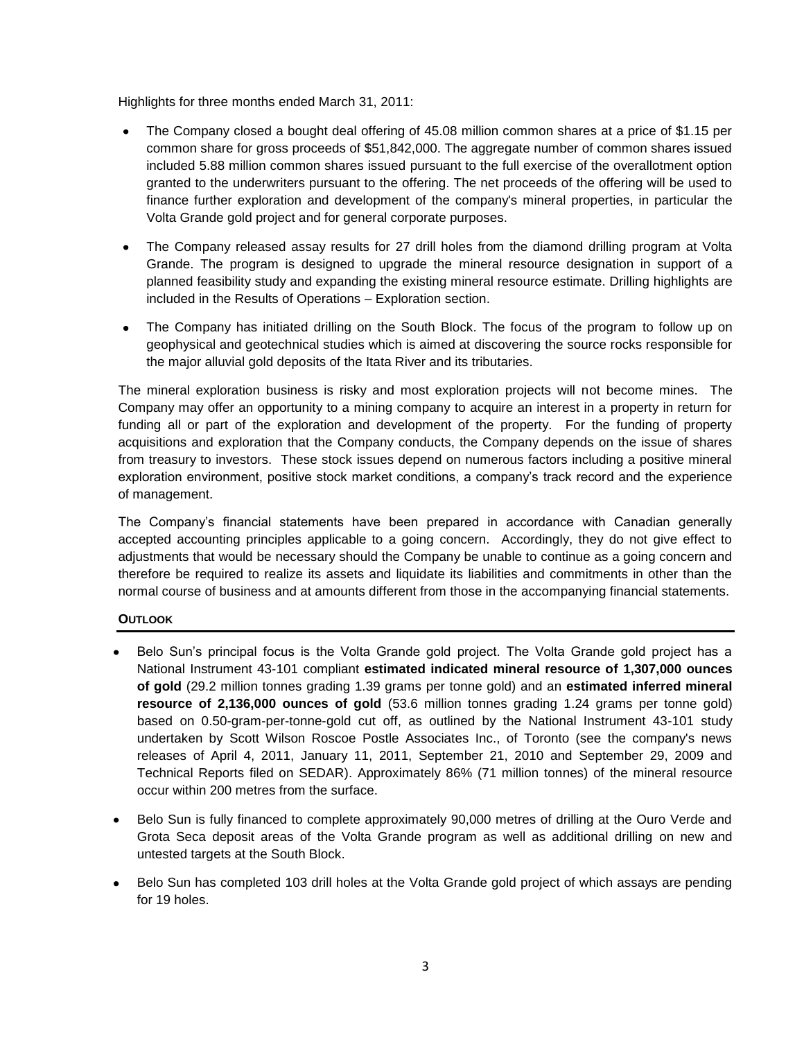Highlights for three months ended March 31, 2011:

- The Company closed a bought deal offering of 45.08 million common shares at a price of $1.15 per common share for gross proceeds of $51,842,000. The aggregate number of common shares issued included 5.88 million common shares issued pursuant to the full exercise of the overallotment option granted to the underwriters pursuant to the offering. The net proceeds of the offering will be used to finance further exploration and development of the company's mineral properties, in particular the Volta Grande gold project and for general corporate purposes.
- The Company released assay results for 27 drill holes from the diamond drilling program at Volta Grande. The program is designed to upgrade the mineral resource designation in support of a planned feasibility study and expanding the existing mineral resource estimate. Drilling highlights are included in the Results of Operations – Exploration section.
- The Company has initiated drilling on the South Block. The focus of the program to follow up on geophysical and geotechnical studies which is aimed at discovering the source rocks responsible for the major alluvial gold deposits of the Itata River and its tributaries.

The mineral exploration business is risky and most exploration projects will not become mines. The Company may offer an opportunity to a mining company to acquire an interest in a property in return for funding all or part of the exploration and development of the property. For the funding of property acquisitions and exploration that the Company conducts, the Company depends on the issue of shares from treasury to investors. These stock issues depend on numerous factors including a positive mineral exploration environment, positive stock market conditions, a company's track record and the experience of management.

The Company's financial statements have been prepared in accordance with Canadian generally accepted accounting principles applicable to a going concern. Accordingly, they do not give effect to adjustments that would be necessary should the Company be unable to continue as a going concern and therefore be required to realize its assets and liquidate its liabilities and commitments in other than the normal course of business and at amounts different from those in the accompanying financial statements.

## OUTLOOK

- Belo Sun's principal focus is the Volta Grande gold project. The Volta Grande gold project has a National Instrument 43-101 compliant **estimated indicated mineral resource of 1,307,000 ounces of gold** (29.2 million tonnes grading 1.39 grams per tonne gold) and an **estimated inferred mineral resource of 2,136,000 ounces of gold** (53.6 million tonnes grading 1.24 grams per tonne gold) based on 0.50-gram-per-tonne-gold cut off, as outlined by the National Instrument 43-101 study undertaken by Scott Wilson Roscoe Postle Associates Inc., of Toronto (see the company's news releases of April 4, 2011, January 11, 2011, September 21, 2010 and September 29, 2009 and Technical Reports filed on SEDAR). Approximately 86% (71 million tonnes) of the mineral resource occur within 200 metres from the surface.
- Belo Sun is fully financed to complete approximately 90,000 metres of drilling at the Ouro Verde and Grota Seca deposit areas of the Volta Grande program as well as additional drilling on new and untested targets at the South Block.
- Belo Sun has completed 103 drill holes at the Volta Grande gold project of which assays are pending for 19 holes.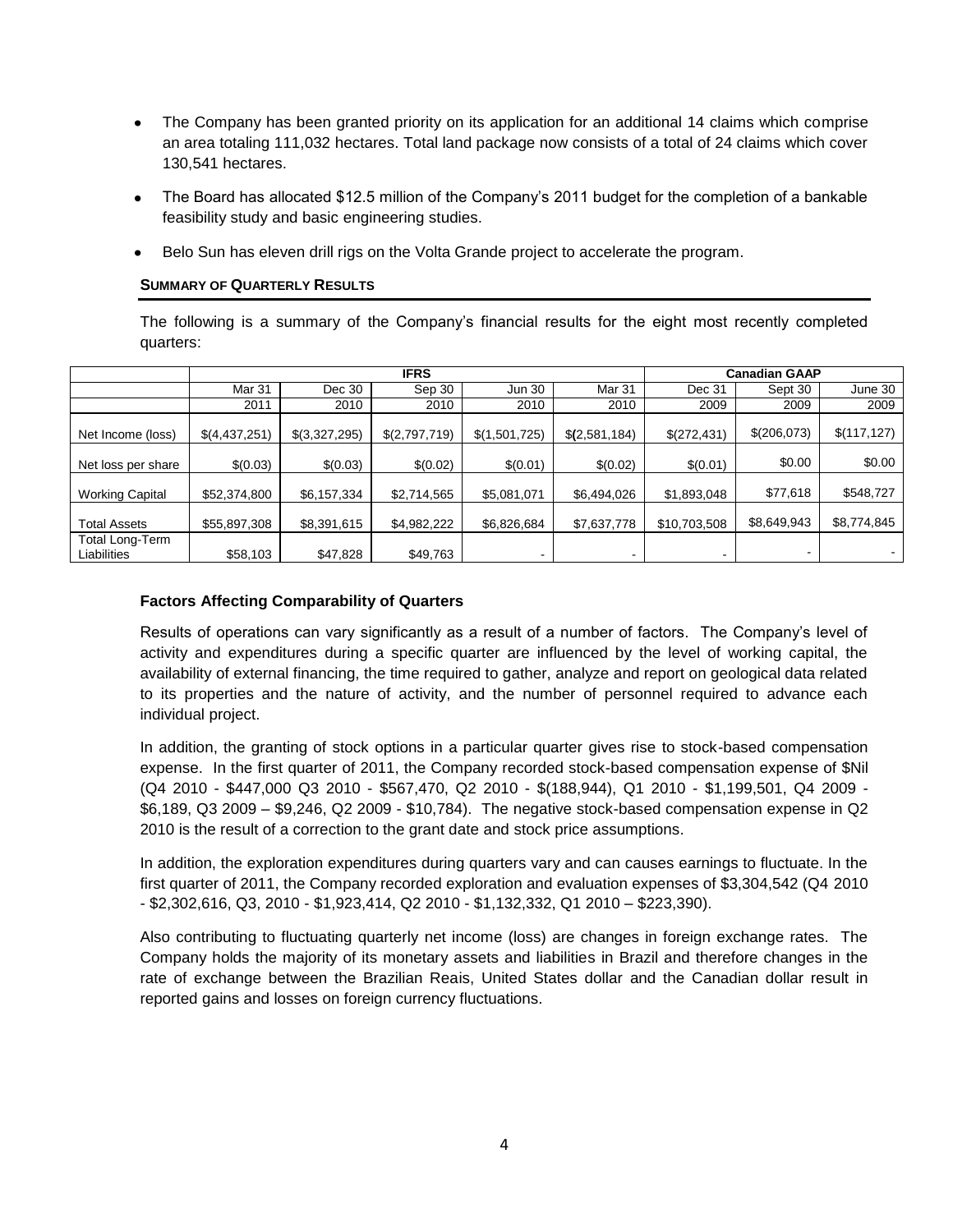- The Company has been granted priority on its application for an additional 14 claims which comprise an area totaling 111,032 hectares. Total land package now consists of a total of 24 claims which cover 130,541 hectares.
- The Board has allocated $12.5 million of the Company's 2011 budget for the completion of a bankable feasibility study and basic engineering studies.
- Belo Sun has eleven drill rigs on the Volta Grande project to accelerate the program.

**SUMMARY OF QUARTERLY RESULTS**

The following is a summary of the Company's financial results for the eight most recently completed quarters:

| | IFRS | | | | | Canadian GAAP | | |
|---|---|---|---|---|---|---|---|---|
| | Mar 31 | Dec 30 | Sep 30 | Jun 30 | Mar 31 | Dec 31 | Sept 30 | June 30 |
| | 2011 | 2010 | 2010 | 2010 | 2010 | 2009 | 2009 | 2009 |
| Net Income (loss) | $(4,437,251) | $(3,327,295) | $(2,797,719) | $(1,501,725) | $(2,581,184) | $(272,431) | $(206,073) | $(117,127) |
| Net loss per share | $(0.03) | $(0.03) | $(0.02) | $(0.01) | $(0.02) | $(0.01) | $0.00 | $0.00 |
| Working Capital | $52,374,800 | $6,157,334 | $2,714,565 | $5,081,071 | $6,494,026 | $1,893,048 | $77,618 | $548,727 |
| Total Assets | $55,897,308 | $8,391,615 | $4,982,222 | $6,826,684 | $7,637,778 | $10,703,508 | $8,649,943 | $8,774,845 |
| Total Long-Term Liabilities | $58,103 | $47,828 | $49,763 | - | - | - | - | - |

**Factors Affecting Comparability of Quarters**

Results of operations can vary significantly as a result of a number of factors. The Company's level of activity and expenditures during a specific quarter are influenced by the level of working capital, the availability of external financing, the time required to gather, analyze and report on geological data related to its properties and the nature of activity, and the number of personnel required to advance each individual project.

In addition, the granting of stock options in a particular quarter gives rise to stock-based compensation expense. In the first quarter of 2011, the Company recorded stock-based compensation expense of $Nil (Q4 2010 - $447,000 Q3 2010 - $567,470, Q2 2010 - $(188,944), Q1 2010 - $1,199,501, Q4 2009 - $6,189, Q3 2009 – $9,246, Q2 2009 - $10,784). The negative stock-based compensation expense in Q2 2010 is the result of a correction to the grant date and stock price assumptions.

In addition, the exploration expenditures during quarters vary and can causes earnings to fluctuate. In the first quarter of 2011, the Company recorded exploration and evaluation expenses of $3,304,542 (Q4 2010 - $2,302,616, Q3, 2010 - $1,923,414, Q2 2010 - $1,132,332, Q1 2010 – $223,390).

Also contributing to fluctuating quarterly net income (loss) are changes in foreign exchange rates. The Company holds the majority of its monetary assets and liabilities in Brazil and therefore changes in the rate of exchange between the Brazilian Reais, United States dollar and the Canadian dollar result in reported gains and losses on foreign currency fluctuations.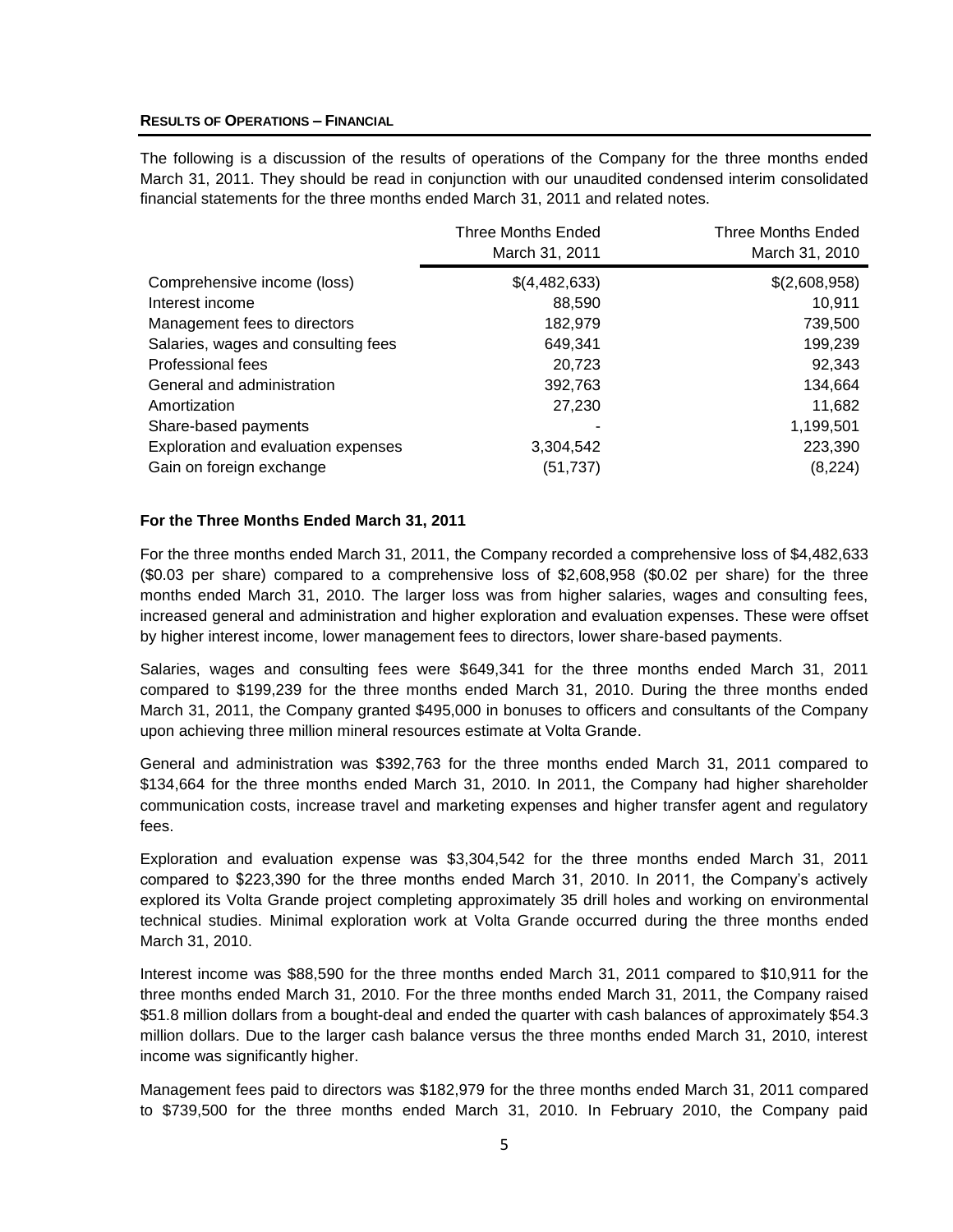**RESULTS OF OPERATIONS – FINANCIAL**

The following is a discussion of the results of operations of the Company for the three months ended March 31, 2011. They should be read in conjunction with our unaudited condensed interim consolidated financial statements for the three months ended March 31, 2011 and related notes.

| | Three Months Ended March 31, 2011 | Three Months Ended March 31, 2010 |
|---|---|---|
| Comprehensive income (loss) | $(4,482,633) | $(2,608,958) |
| Interest income | 88,590 | 10,911 |
| Management fees to directors | 182,979 | 739,500 |
| Salaries, wages and consulting fees | 649,341 | 199,239 |
| Professional fees | 20,723 | 92,343 |
| General and administration | 392,763 | 134,664 |
| Amortization | 27,230 | 11,682 |
| Share-based payments | - | 1,199,501 |
| Exploration and evaluation expenses | 3,304,542 | 223,390 |
| Gain on foreign exchange | (51,737) | (8,224) |

**For the Three Months Ended March 31, 2011**

For the three months ended March 31, 2011, the Company recorded a comprehensive loss of $4,482,633 ($0.03 per share) compared to a comprehensive loss of $2,608,958 ($0.02 per share) for the three months ended March 31, 2010. The larger loss was from higher salaries, wages and consulting fees, increased general and administration and higher exploration and evaluation expenses. These were offset by higher interest income, lower management fees to directors, lower share-based payments.

Salaries, wages and consulting fees were $649,341 for the three months ended March 31, 2011 compared to $199,239 for the three months ended March 31, 2010. During the three months ended March 31, 2011, the Company granted $495,000 in bonuses to officers and consultants of the Company upon achieving three million mineral resources estimate at Volta Grande.

General and administration was $392,763 for the three months ended March 31, 2011 compared to $134,664 for the three months ended March 31, 2010. In 2011, the Company had higher shareholder communication costs, increase travel and marketing expenses and higher transfer agent and regulatory fees.

Exploration and evaluation expense was $3,304,542 for the three months ended March 31, 2011 compared to $223,390 for the three months ended March 31, 2010. In 2011, the Company's actively explored its Volta Grande project completing approximately 35 drill holes and working on environmental technical studies. Minimal exploration work at Volta Grande occurred during the three months ended March 31, 2010.

Interest income was $88,590 for the three months ended March 31, 2011 compared to $10,911 for the three months ended March 31, 2010. For the three months ended March 31, 2011, the Company raised $51.8 million dollars from a bought-deal and ended the quarter with cash balances of approximately $54.3 million dollars. Due to the larger cash balance versus the three months ended March 31, 2010, interest income was significantly higher.

Management fees paid to directors was $182,979 for the three months ended March 31, 2011 compared to $739,500 for the three months ended March 31, 2010. In February 2010, the Company paid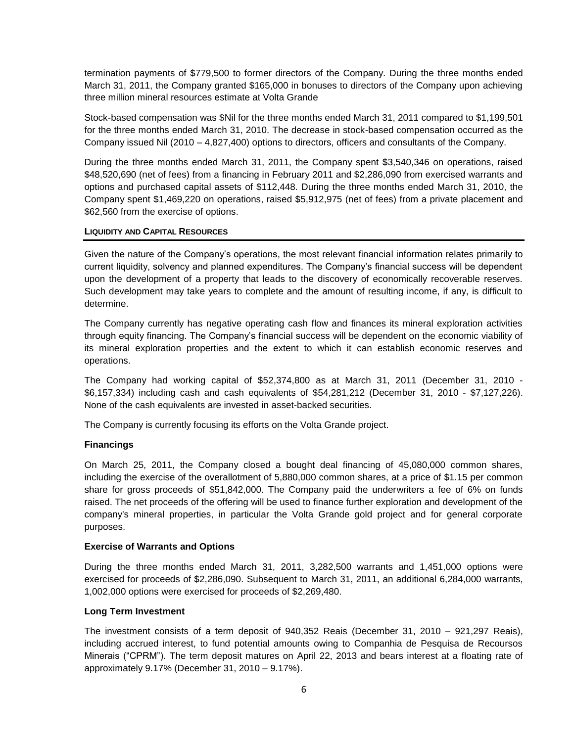termination payments of $779,500 to former directors of the Company. During the three months ended March 31, 2011, the Company granted $165,000 in bonuses to directors of the Company upon achieving three million mineral resources estimate at Volta Grande

Stock-based compensation was $Nil for the three months ended March 31, 2011 compared to $1,199,501 for the three months ended March 31, 2010. The decrease in stock-based compensation occurred as the Company issued Nil (2010 – 4,827,400) options to directors, officers and consultants of the Company.

During the three months ended March 31, 2011, the Company spent $3,540,346 on operations, raised $48,520,690 (net of fees) from a financing in February 2011 and $2,286,090 from exercised warrants and options and purchased capital assets of $112,448. During the three months ended March 31, 2010, the Company spent $1,469,220 on operations, raised $5,912,975 (net of fees) from a private placement and $62,560 from the exercise of options.

## LIQUIDITY AND CAPITAL RESOURCES

Given the nature of the Company's operations, the most relevant financial information relates primarily to current liquidity, solvency and planned expenditures. The Company's financial success will be dependent upon the development of a property that leads to the discovery of economically recoverable reserves. Such development may take years to complete and the amount of resulting income, if any, is difficult to determine.

The Company currently has negative operating cash flow and finances its mineral exploration activities through equity financing. The Company's financial success will be dependent on the economic viability of its mineral exploration properties and the extent to which it can establish economic reserves and operations.

The Company had working capital of $52,374,800 as at March 31, 2011 (December 31, 2010 - $6,157,334) including cash and cash equivalents of $54,281,212 (December 31, 2010 - $7,127,226). None of the cash equivalents are invested in asset-backed securities.

The Company is currently focusing its efforts on the Volta Grande project.

### Financings

On March 25, 2011, the Company closed a bought deal financing of 45,080,000 common shares, including the exercise of the overallotment of 5,880,000 common shares, at a price of $1.15 per common share for gross proceeds of $51,842,000. The Company paid the underwriters a fee of 6% on funds raised. The net proceeds of the offering will be used to finance further exploration and development of the company's mineral properties, in particular the Volta Grande gold project and for general corporate purposes.

### Exercise of Warrants and Options

During the three months ended March 31, 2011, 3,282,500 warrants and 1,451,000 options were exercised for proceeds of $2,286,090. Subsequent to March 31, 2011, an additional 6,284,000 warrants, 1,002,000 options were exercised for proceeds of $2,269,480.

### Long Term Investment

The investment consists of a term deposit of 940,352 Reais (December 31, 2010 – 921,297 Reais), including accrued interest, to fund potential amounts owing to Companhia de Pesquisa de Recoursos Minerais ("CPRM"). The term deposit matures on April 22, 2013 and bears interest at a floating rate of approximately 9.17% (December 31, 2010 – 9.17%).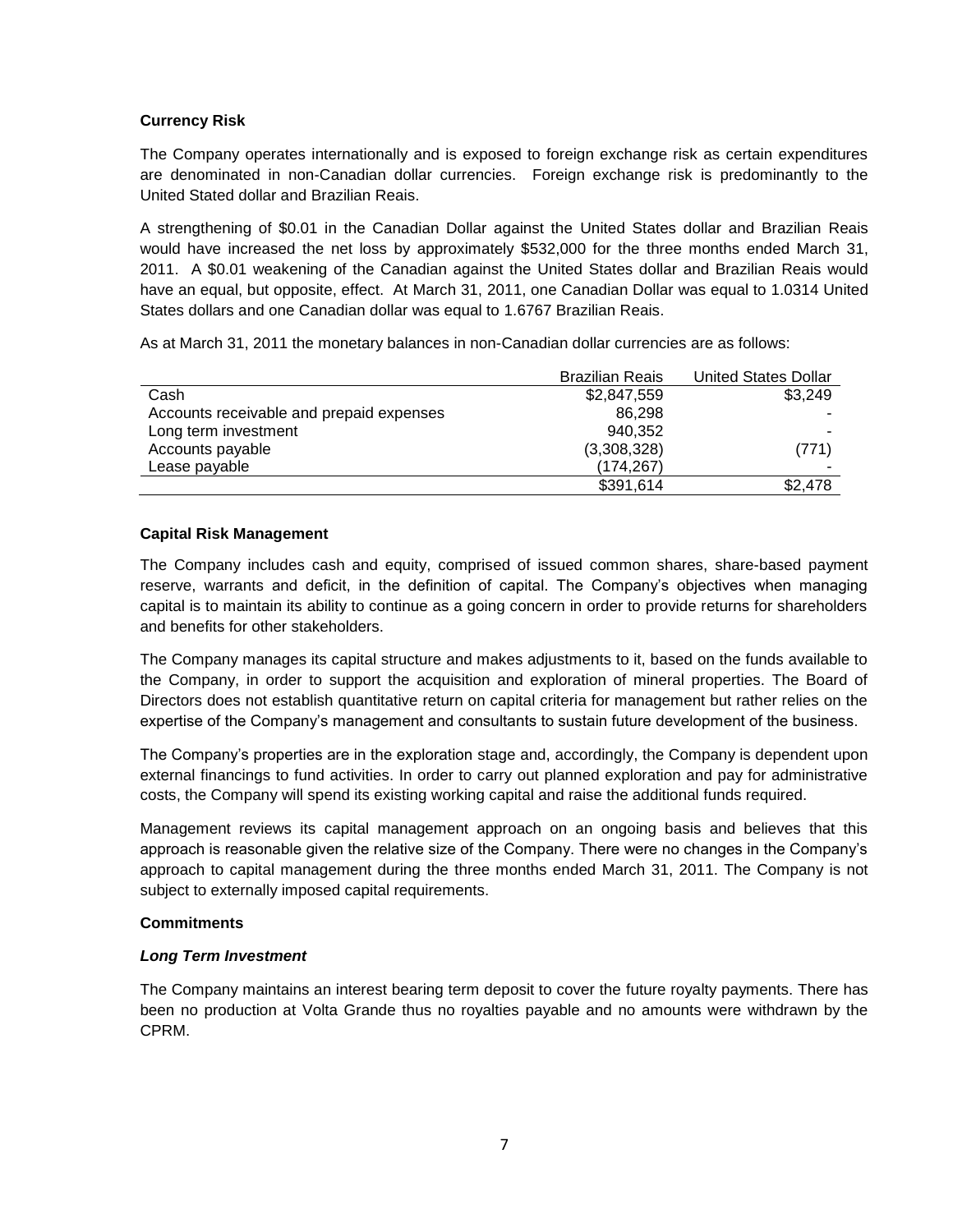**Currency Risk**

The Company operates internationally and is exposed to foreign exchange risk as certain expenditures are denominated in non-Canadian dollar currencies. Foreign exchange risk is predominantly to the United Stated dollar and Brazilian Reais.

A strengthening of $0.01 in the Canadian Dollar against the United States dollar and Brazilian Reais would have increased the net loss by approximately $532,000 for the three months ended March 31, 2011. A $0.01 weakening of the Canadian against the United States dollar and Brazilian Reais would have an equal, but opposite, effect. At March 31, 2011, one Canadian Dollar was equal to 1.0314 United States dollars and one Canadian dollar was equal to 1.6767 Brazilian Reais.

As at March 31, 2011 the monetary balances in non-Canadian dollar currencies are as follows:

| | Brazilian Reais | United States Dollar |
|---|---|---|
| Cash | $2,847,559 | $3,249 |
| Accounts receivable and prepaid expenses | 86,298 | - |
| Long term investment | 940,352 | - |
| Accounts payable | (3,308,328) | (771) |
| Lease payable | (174,267) | - |
| | $391,614 | $2,478 |

**Capital Risk Management**

The Company includes cash and equity, comprised of issued common shares, share-based payment reserve, warrants and deficit, in the definition of capital. The Company's objectives when managing capital is to maintain its ability to continue as a going concern in order to provide returns for shareholders and benefits for other stakeholders.

The Company manages its capital structure and makes adjustments to it, based on the funds available to the Company, in order to support the acquisition and exploration of mineral properties. The Board of Directors does not establish quantitative return on capital criteria for management but rather relies on the expertise of the Company's management and consultants to sustain future development of the business.

The Company's properties are in the exploration stage and, accordingly, the Company is dependent upon external financings to fund activities. In order to carry out planned exploration and pay for administrative costs, the Company will spend its existing working capital and raise the additional funds required.

Management reviews its capital management approach on an ongoing basis and believes that this approach is reasonable given the relative size of the Company. There were no changes in the Company's approach to capital management during the three months ended March 31, 2011. The Company is not subject to externally imposed capital requirements.

**Commitments**

***Long Term Investment***

The Company maintains an interest bearing term deposit to cover the future royalty payments. There has been no production at Volta Grande thus no royalties payable and no amounts were withdrawn by the CPRM.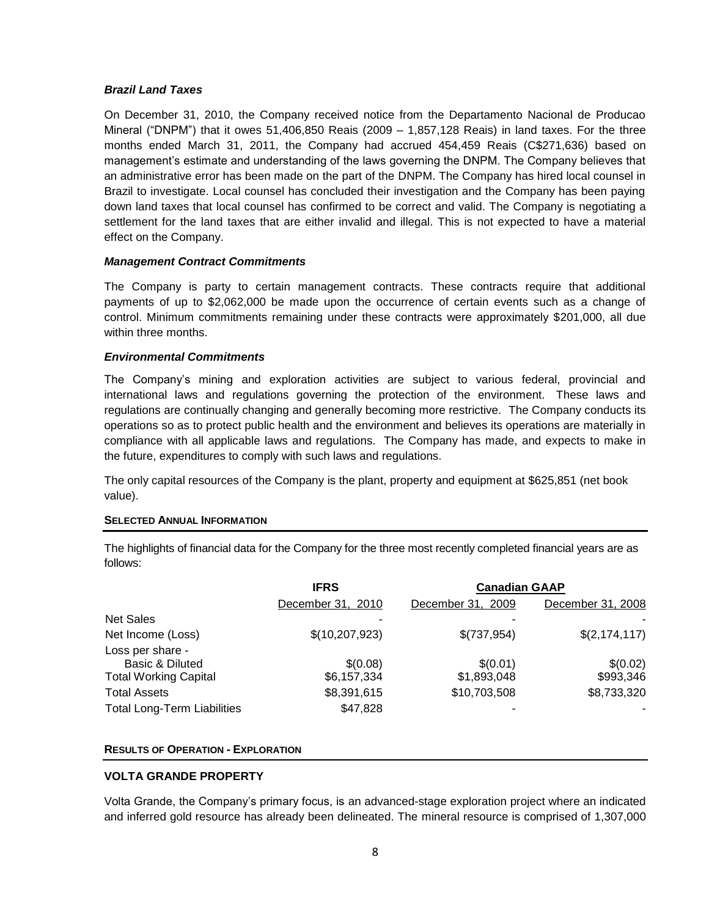### *Brazil Land Taxes*

On December 31, 2010, the Company received notice from the Departamento Nacional de Producao Mineral ("DNPM") that it owes 51,406,850 Reais (2009 – 1,857,128 Reais) in land taxes. For the three months ended March 31, 2011, the Company had accrued 454,459 Reais (C$271,636) based on management's estimate and understanding of the laws governing the DNPM. The Company believes that an administrative error has been made on the part of the DNPM. The Company has hired local counsel in Brazil to investigate. Local counsel has concluded their investigation and the Company has been paying down land taxes that local counsel has confirmed to be correct and valid. The Company is negotiating a settlement for the land taxes that are either invalid and illegal. This is not expected to have a material effect on the Company.

### *Management Contract Commitments*

The Company is party to certain management contracts. These contracts require that additional payments of up to $2,062,000 be made upon the occurrence of certain events such as a change of control. Minimum commitments remaining under these contracts were approximately $201,000, all due within three months.

### *Environmental Commitments*

The Company's mining and exploration activities are subject to various federal, provincial and international laws and regulations governing the protection of the environment. These laws and regulations are continually changing and generally becoming more restrictive. The Company conducts its operations so as to protect public health and the environment and believes its operations are materially in compliance with all applicable laws and regulations. The Company has made, and expects to make in the future, expenditures to comply with such laws and regulations.

The only capital resources of the Company is the plant, property and equipment at $625,851 (net book value).

## SELECTED ANNUAL INFORMATION

The highlights of financial data for the Company for the three most recently completed financial years are as follows:

| | IFRS | Canadian GAAP | |
|---|---|---|---|
| | December 31, 2010 | December 31, 2009 | December 31, 2008 |
| Net Sales | - | - | - |
| Net Income (Loss) | $(10,207,923) | $(737,954) | $(2,174,117) |
| Loss per share - Basic & Diluted | $(0.08) | $(0.01) | $(0.02) |
| Total Working Capital | $6,157,334 | $1,893,048 | $993,346 |
| Total Assets | $8,391,615 | $10,703,508 | $8,733,320 |
| Total Long-Term Liabilities | $47,828 | - | - |

## RESULTS OF OPERATION - EXPLORATION

### VOLTA GRANDE PROPERTY

Volta Grande, the Company's primary focus, is an advanced-stage exploration project where an indicated and inferred gold resource has already been delineated. The mineral resource is comprised of 1,307,000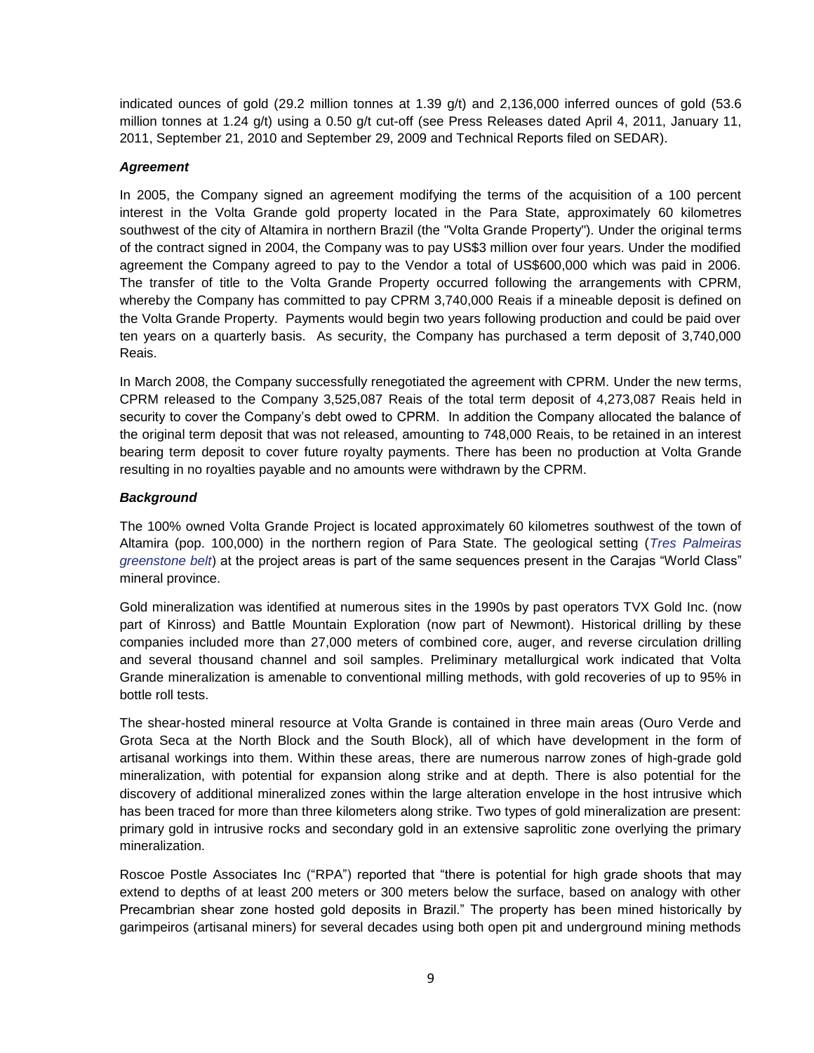indicated ounces of gold (29.2 million tonnes at 1.39 g/t) and 2,136,000 inferred ounces of gold (53.6 million tonnes at 1.24 g/t) using a 0.50 g/t cut-off (see Press Releases dated April 4, 2011, January 11, 2011, September 21, 2010 and September 29, 2009 and Technical Reports filed on SEDAR).

***Agreement***

In 2005, the Company signed an agreement modifying the terms of the acquisition of a 100 percent interest in the Volta Grande gold property located in the Para State, approximately 60 kilometres southwest of the city of Altamira in northern Brazil (the "Volta Grande Property"). Under the original terms of the contract signed in 2004, the Company was to pay US$3 million over four years. Under the modified agreement the Company agreed to pay to the Vendor a total of US$600,000 which was paid in 2006. The transfer of title to the Volta Grande Property occurred following the arrangements with CPRM, whereby the Company has committed to pay CPRM 3,740,000 Reais if a mineable deposit is defined on the Volta Grande Property. Payments would begin two years following production and could be paid over ten years on a quarterly basis. As security, the Company has purchased a term deposit of 3,740,000 Reais.

In March 2008, the Company successfully renegotiated the agreement with CPRM. Under the new terms, CPRM released to the Company 3,525,087 Reais of the total term deposit of 4,273,087 Reais held in security to cover the Company's debt owed to CPRM. In addition the Company allocated the balance of the original term deposit that was not released, amounting to 748,000 Reais, to be retained in an interest bearing term deposit to cover future royalty payments. There has been no production at Volta Grande resulting in no royalties payable and no amounts were withdrawn by the CPRM.

***Background***

The 100% owned Volta Grande Project is located approximately 60 kilometres southwest of the town of Altamira (pop. 100,000) in the northern region of Para State. The geological setting (*Tres Palmeiras greenstone belt*) at the project areas is part of the same sequences present in the Carajas "World Class" mineral province.

Gold mineralization was identified at numerous sites in the 1990s by past operators TVX Gold Inc. (now part of Kinross) and Battle Mountain Exploration (now part of Newmont). Historical drilling by these companies included more than 27,000 meters of combined core, auger, and reverse circulation drilling and several thousand channel and soil samples. Preliminary metallurgical work indicated that Volta Grande mineralization is amenable to conventional milling methods, with gold recoveries of up to 95% in bottle roll tests.

The shear-hosted mineral resource at Volta Grande is contained in three main areas (Ouro Verde and Grota Seca at the North Block and the South Block), all of which have development in the form of artisanal workings into them. Within these areas, there are numerous narrow zones of high-grade gold mineralization, with potential for expansion along strike and at depth. There is also potential for the discovery of additional mineralized zones within the large alteration envelope in the host intrusive which has been traced for more than three kilometers along strike. Two types of gold mineralization are present: primary gold in intrusive rocks and secondary gold in an extensive saprolitic zone overlying the primary mineralization.

Roscoe Postle Associates Inc ("RPA") reported that "there is potential for high grade shoots that may extend to depths of at least 200 meters or 300 meters below the surface, based on analogy with other Precambrian shear zone hosted gold deposits in Brazil." The property has been mined historically by garimpeiros (artisanal miners) for several decades using both open pit and underground mining methods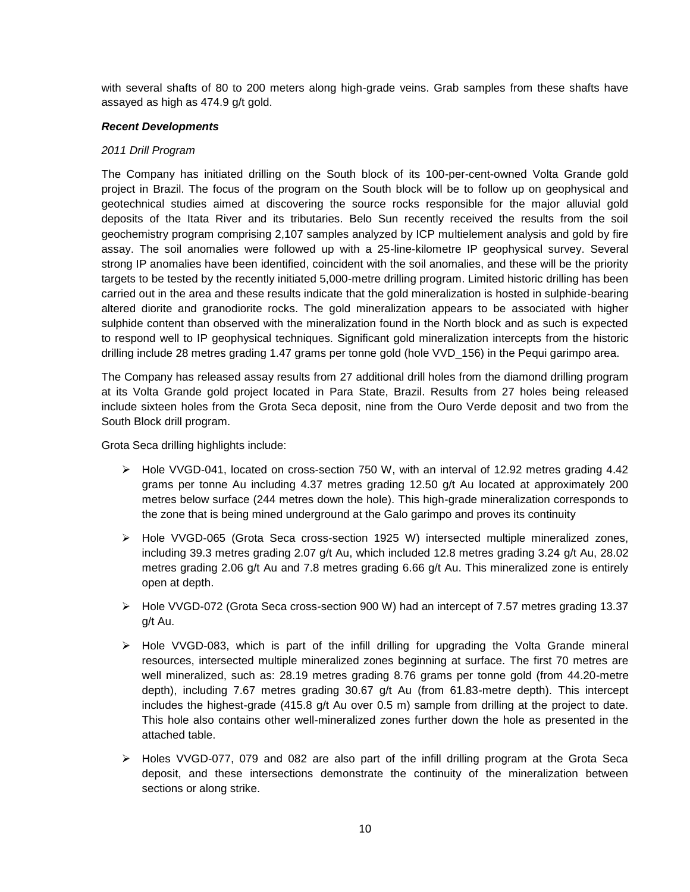with several shafts of 80 to 200 meters along high-grade veins. Grab samples from these shafts have assayed as high as 474.9 g/t gold.

***Recent Developments***

*2011 Drill Program*

The Company has initiated drilling on the South block of its 100-per-cent-owned Volta Grande gold project in Brazil. The focus of the program on the South block will be to follow up on geophysical and geotechnical studies aimed at discovering the source rocks responsible for the major alluvial gold deposits of the Itata River and its tributaries. Belo Sun recently received the results from the soil geochemistry program comprising 2,107 samples analyzed by ICP multielement analysis and gold by fire assay. The soil anomalies were followed up with a 25-line-kilometre IP geophysical survey. Several strong IP anomalies have been identified, coincident with the soil anomalies, and these will be the priority targets to be tested by the recently initiated 5,000-metre drilling program. Limited historic drilling has been carried out in the area and these results indicate that the gold mineralization is hosted in sulphide-bearing altered diorite and granodiorite rocks. The gold mineralization appears to be associated with higher sulphide content than observed with the mineralization found in the North block and as such is expected to respond well to IP geophysical techniques. Significant gold mineralization intercepts from the historic drilling include 28 metres grading 1.47 grams per tonne gold (hole VVD_156) in the Pequi garimpo area.

The Company has released assay results from 27 additional drill holes from the diamond drilling program at its Volta Grande gold project located in Para State, Brazil. Results from 27 holes being released include sixteen holes from the Grota Seca deposit, nine from the Ouro Verde deposit and two from the South Block drill program.

Grota Seca drilling highlights include:

- Hole VVGD-041, located on cross-section 750 W, with an interval of 12.92 metres grading 4.42 grams per tonne Au including 4.37 metres grading 12.50 g/t Au located at approximately 200 metres below surface (244 metres down the hole). This high-grade mineralization corresponds to the zone that is being mined underground at the Galo garimpo and proves its continuity
- Hole VVGD-065 (Grota Seca cross-section 1925 W) intersected multiple mineralized zones, including 39.3 metres grading 2.07 g/t Au, which included 12.8 metres grading 3.24 g/t Au, 28.02 metres grading 2.06 g/t Au and 7.8 metres grading 6.66 g/t Au. This mineralized zone is entirely open at depth.
- Hole VVGD-072 (Grota Seca cross-section 900 W) had an intercept of 7.57 metres grading 13.37 g/t Au.
- Hole VVGD-083, which is part of the infill drilling for upgrading the Volta Grande mineral resources, intersected multiple mineralized zones beginning at surface. The first 70 metres are well mineralized, such as: 28.19 metres grading 8.76 grams per tonne gold (from 44.20-metre depth), including 7.67 metres grading 30.67 g/t Au (from 61.83-metre depth). This intercept includes the highest-grade (415.8 g/t Au over 0.5 m) sample from drilling at the project to date. This hole also contains other well-mineralized zones further down the hole as presented in the attached table.
- Holes VVGD-077, 079 and 082 are also part of the infill drilling program at the Grota Seca deposit, and these intersections demonstrate the continuity of the mineralization between sections or along strike.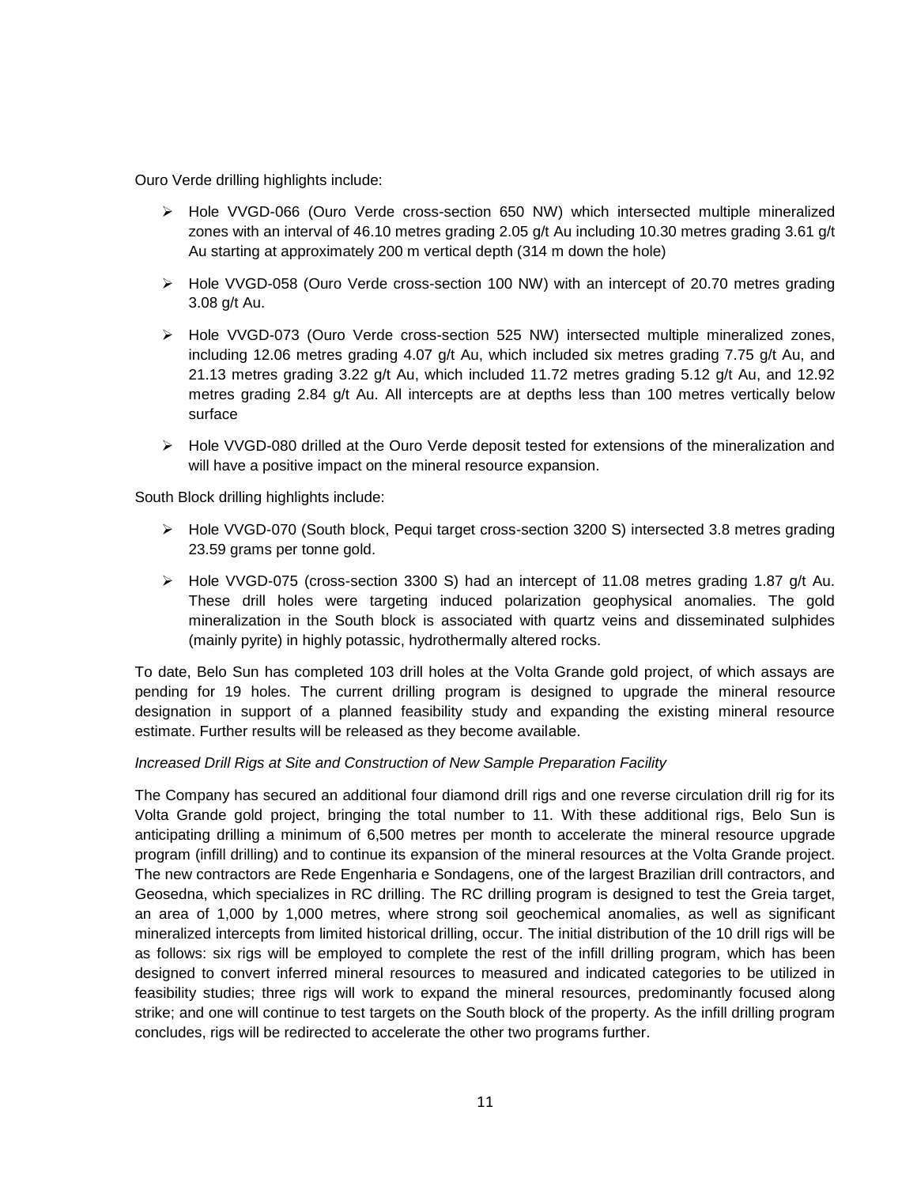Ouro Verde drilling highlights include:

- Hole VVGD-066 (Ouro Verde cross-section 650 NW) which intersected multiple mineralized zones with an interval of 46.10 metres grading 2.05 g/t Au including 10.30 metres grading 3.61 g/t Au starting at approximately 200 m vertical depth (314 m down the hole)
- Hole VVGD-058 (Ouro Verde cross-section 100 NW) with an intercept of 20.70 metres grading 3.08 g/t Au.
- Hole VVGD-073 (Ouro Verde cross-section 525 NW) intersected multiple mineralized zones, including 12.06 metres grading 4.07 g/t Au, which included six metres grading 7.75 g/t Au, and 21.13 metres grading 3.22 g/t Au, which included 11.72 metres grading 5.12 g/t Au, and 12.92 metres grading 2.84 g/t Au. All intercepts are at depths less than 100 metres vertically below surface
- Hole VVGD-080 drilled at the Ouro Verde deposit tested for extensions of the mineralization and will have a positive impact on the mineral resource expansion.

South Block drilling highlights include:

- Hole VVGD-070 (South block, Pequi target cross-section 3200 S) intersected 3.8 metres grading 23.59 grams per tonne gold.
- Hole VVGD-075 (cross-section 3300 S) had an intercept of 11.08 metres grading 1.87 g/t Au. These drill holes were targeting induced polarization geophysical anomalies. The gold mineralization in the South block is associated with quartz veins and disseminated sulphides (mainly pyrite) in highly potassic, hydrothermally altered rocks.

To date, Belo Sun has completed 103 drill holes at the Volta Grande gold project, of which assays are pending for 19 holes. The current drilling program is designed to upgrade the mineral resource designation in support of a planned feasibility study and expanding the existing mineral resource estimate. Further results will be released as they become available.

*Increased Drill Rigs at Site and Construction of New Sample Preparation Facility*

The Company has secured an additional four diamond drill rigs and one reverse circulation drill rig for its Volta Grande gold project, bringing the total number to 11. With these additional rigs, Belo Sun is anticipating drilling a minimum of 6,500 metres per month to accelerate the mineral resource upgrade program (infill drilling) and to continue its expansion of the mineral resources at the Volta Grande project. The new contractors are Rede Engenharia e Sondagens, one of the largest Brazilian drill contractors, and Geosedna, which specializes in RC drilling. The RC drilling program is designed to test the Greia target, an area of 1,000 by 1,000 metres, where strong soil geochemical anomalies, as well as significant mineralized intercepts from limited historical drilling, occur. The initial distribution of the 10 drill rigs will be as follows: six rigs will be employed to complete the rest of the infill drilling program, which has been designed to convert inferred mineral resources to measured and indicated categories to be utilized in feasibility studies; three rigs will work to expand the mineral resources, predominantly focused along strike; and one will continue to test targets on the South block of the property. As the infill drilling program concludes, rigs will be redirected to accelerate the other two programs further.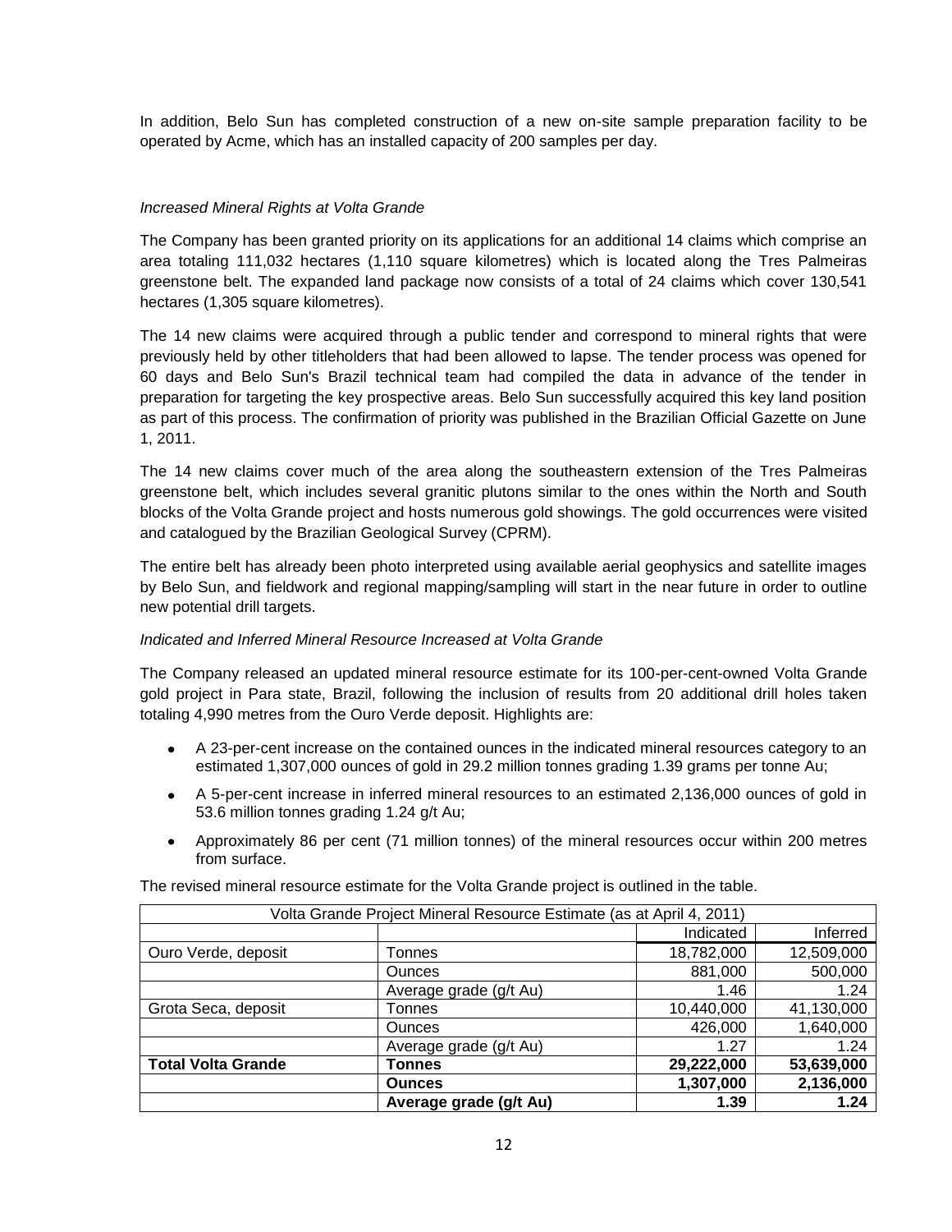In addition, Belo Sun has completed construction of a new on-site sample preparation facility to be operated by Acme, which has an installed capacity of 200 samples per day.

*Increased Mineral Rights at Volta Grande*

The Company has been granted priority on its applications for an additional 14 claims which comprise an area totaling 111,032 hectares (1,110 square kilometres) which is located along the Tres Palmeiras greenstone belt. The expanded land package now consists of a total of 24 claims which cover 130,541 hectares (1,305 square kilometres).

The 14 new claims were acquired through a public tender and correspond to mineral rights that were previously held by other titleholders that had been allowed to lapse. The tender process was opened for 60 days and Belo Sun's Brazil technical team had compiled the data in advance of the tender in preparation for targeting the key prospective areas. Belo Sun successfully acquired this key land position as part of this process. The confirmation of priority was published in the Brazilian Official Gazette on June 1, 2011.

The 14 new claims cover much of the area along the southeastern extension of the Tres Palmeiras greenstone belt, which includes several granitic plutons similar to the ones within the North and South blocks of the Volta Grande project and hosts numerous gold showings. The gold occurrences were visited and catalogued by the Brazilian Geological Survey (CPRM).

The entire belt has already been photo interpreted using available aerial geophysics and satellite images by Belo Sun, and fieldwork and regional mapping/sampling will start in the near future in order to outline new potential drill targets.

*Indicated and Inferred Mineral Resource Increased at Volta Grande*

The Company released an updated mineral resource estimate for its 100-per-cent-owned Volta Grande gold project in Para state, Brazil, following the inclusion of results from 20 additional drill holes taken totaling 4,990 metres from the Ouro Verde deposit. Highlights are:

- A 23-per-cent increase on the contained ounces in the indicated mineral resources category to an estimated 1,307,000 ounces of gold in 29.2 million tonnes grading 1.39 grams per tonne Au;
- A 5-per-cent increase in inferred mineral resources to an estimated 2,136,000 ounces of gold in 53.6 million tonnes grading 1.24 g/t Au;
- Approximately 86 per cent (71 million tonnes) of the mineral resources occur within 200 metres from surface.

The revised mineral resource estimate for the Volta Grande project is outlined in the table.

| Volta Grande Project Mineral Resource Estimate (as at April 4, 2011) | | | |
|---|---|---|---|
| | | Indicated | Inferred |
| Ouro Verde, deposit | Tonnes | 18,782,000 | 12,509,000 |
| | Ounces | 881,000 | 500,000 |
| | Average grade (g/t Au) | 1.46 | 1.24 |
| Grota Seca, deposit | Tonnes | 10,440,000 | 41,130,000 |
| | Ounces | 426,000 | 1,640,000 |
| | Average grade (g/t Au) | 1.27 | 1.24 |
| **Total Volta Grande** | **Tonnes** | **29,222,000** | **53,639,000** |
| | **Ounces** | **1,307,000** | **2,136,000** |
| | **Average grade (g/t Au)** | **1.39** | **1.24** |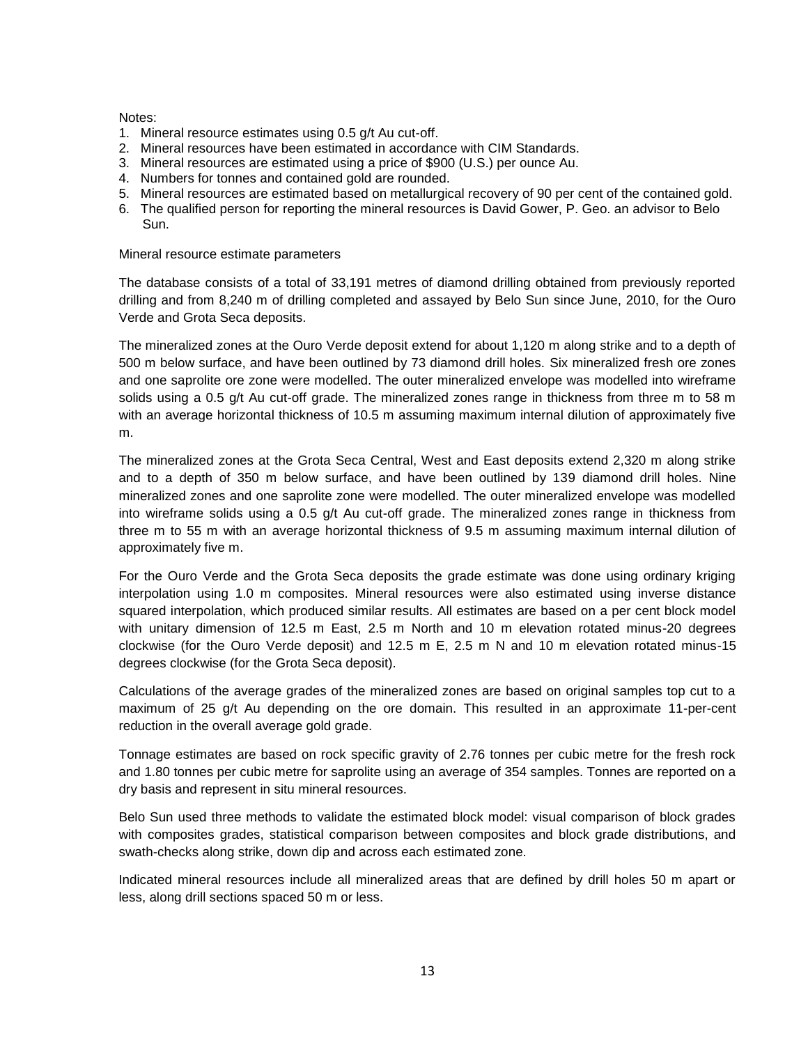Notes:

1. Mineral resource estimates using 0.5 g/t Au cut-off.
2. Mineral resources have been estimated in accordance with CIM Standards.
3. Mineral resources are estimated using a price of $900 (U.S.) per ounce Au.
4. Numbers for tonnes and contained gold are rounded.
5. Mineral resources are estimated based on metallurgical recovery of 90 per cent of the contained gold.
6. The qualified person for reporting the mineral resources is David Gower, P. Geo. an advisor to Belo Sun.

Mineral resource estimate parameters

The database consists of a total of 33,191 metres of diamond drilling obtained from previously reported drilling and from 8,240 m of drilling completed and assayed by Belo Sun since June, 2010, for the Ouro Verde and Grota Seca deposits.

The mineralized zones at the Ouro Verde deposit extend for about 1,120 m along strike and to a depth of 500 m below surface, and have been outlined by 73 diamond drill holes. Six mineralized fresh ore zones and one saprolite ore zone were modelled. The outer mineralized envelope was modelled into wireframe solids using a 0.5 g/t Au cut-off grade. The mineralized zones range in thickness from three m to 58 m with an average horizontal thickness of 10.5 m assuming maximum internal dilution of approximately five m.

The mineralized zones at the Grota Seca Central, West and East deposits extend 2,320 m along strike and to a depth of 350 m below surface, and have been outlined by 139 diamond drill holes. Nine mineralized zones and one saprolite zone were modelled. The outer mineralized envelope was modelled into wireframe solids using a 0.5 g/t Au cut-off grade. The mineralized zones range in thickness from three m to 55 m with an average horizontal thickness of 9.5 m assuming maximum internal dilution of approximately five m.

For the Ouro Verde and the Grota Seca deposits the grade estimate was done using ordinary kriging interpolation using 1.0 m composites. Mineral resources were also estimated using inverse distance squared interpolation, which produced similar results. All estimates are based on a per cent block model with unitary dimension of 12.5 m East, 2.5 m North and 10 m elevation rotated minus-20 degrees clockwise (for the Ouro Verde deposit) and 12.5 m E, 2.5 m N and 10 m elevation rotated minus-15 degrees clockwise (for the Grota Seca deposit).

Calculations of the average grades of the mineralized zones are based on original samples top cut to a maximum of 25 g/t Au depending on the ore domain. This resulted in an approximate 11-per-cent reduction in the overall average gold grade.

Tonnage estimates are based on rock specific gravity of 2.76 tonnes per cubic metre for the fresh rock and 1.80 tonnes per cubic metre for saprolite using an average of 354 samples. Tonnes are reported on a dry basis and represent in situ mineral resources.

Belo Sun used three methods to validate the estimated block model: visual comparison of block grades with composites grades, statistical comparison between composites and block grade distributions, and swath-checks along strike, down dip and across each estimated zone.

Indicated mineral resources include all mineralized areas that are defined by drill holes 50 m apart or less, along drill sections spaced 50 m or less.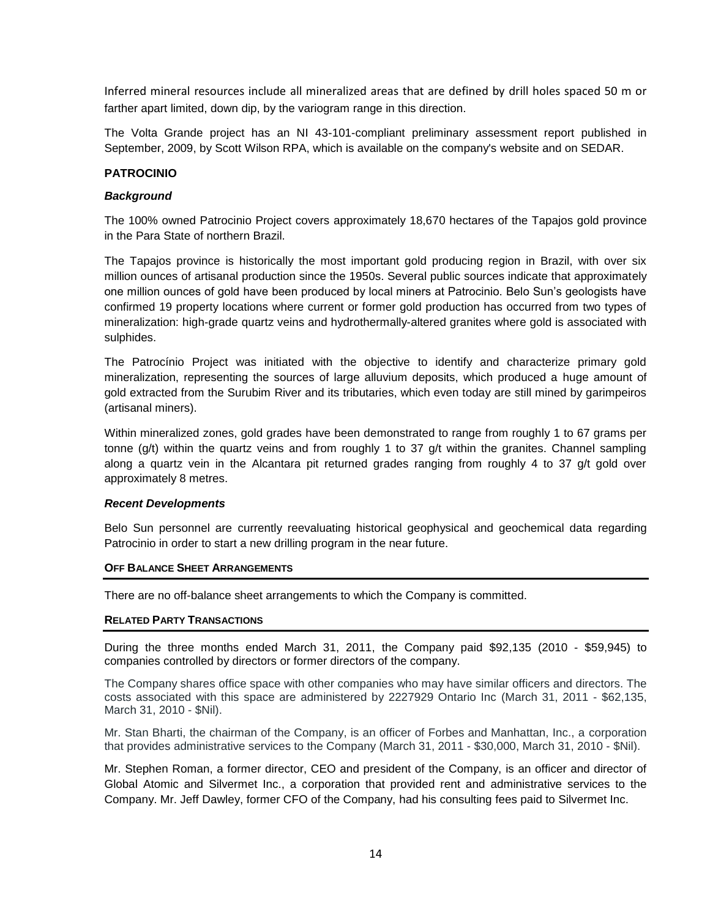Inferred mineral resources include all mineralized areas that are defined by drill holes spaced 50 m or farther apart limited, down dip, by the variogram range in this direction.

The Volta Grande project has an NI 43-101-compliant preliminary assessment report published in September, 2009, by Scott Wilson RPA, which is available on the company's website and on SEDAR.

### PATROCINIO

#### *Background*

The 100% owned Patrocinio Project covers approximately 18,670 hectares of the Tapajos gold province in the Para State of northern Brazil.

The Tapajos province is historically the most important gold producing region in Brazil, with over six million ounces of artisanal production since the 1950s. Several public sources indicate that approximately one million ounces of gold have been produced by local miners at Patrocinio. Belo Sun's geologists have confirmed 19 property locations where current or former gold production has occurred from two types of mineralization: high-grade quartz veins and hydrothermally-altered granites where gold is associated with sulphides.

The Patrocínio Project was initiated with the objective to identify and characterize primary gold mineralization, representing the sources of large alluvium deposits, which produced a huge amount of gold extracted from the Surubim River and its tributaries, which even today are still mined by garimpeiros (artisanal miners).

Within mineralized zones, gold grades have been demonstrated to range from roughly 1 to 67 grams per tonne (g/t) within the quartz veins and from roughly 1 to 37 g/t within the granites. Channel sampling along a quartz vein in the Alcantara pit returned grades ranging from roughly 4 to 37 g/t gold over approximately 8 metres.

#### *Recent Developments*

Belo Sun personnel are currently reevaluating historical geophysical and geochemical data regarding Patrocinio in order to start a new drilling program in the near future.

### OFF BALANCE SHEET ARRANGEMENTS

There are no off-balance sheet arrangements to which the Company is committed.

### RELATED PARTY TRANSACTIONS

During the three months ended March 31, 2011, the Company paid $92,135 (2010 - $59,945) to companies controlled by directors or former directors of the company.

The Company shares office space with other companies who may have similar officers and directors. The costs associated with this space are administered by 2227929 Ontario Inc (March 31, 2011 - $62,135, March 31, 2010 - $Nil).

Mr. Stan Bharti, the chairman of the Company, is an officer of Forbes and Manhattan, Inc., a corporation that provides administrative services to the Company (March 31, 2011 - $30,000, March 31, 2010 - $Nil).

Mr. Stephen Roman, a former director, CEO and president of the Company, is an officer and director of Global Atomic and Silvermet Inc., a corporation that provided rent and administrative services to the Company. Mr. Jeff Dawley, former CFO of the Company, had his consulting fees paid to Silvermet Inc.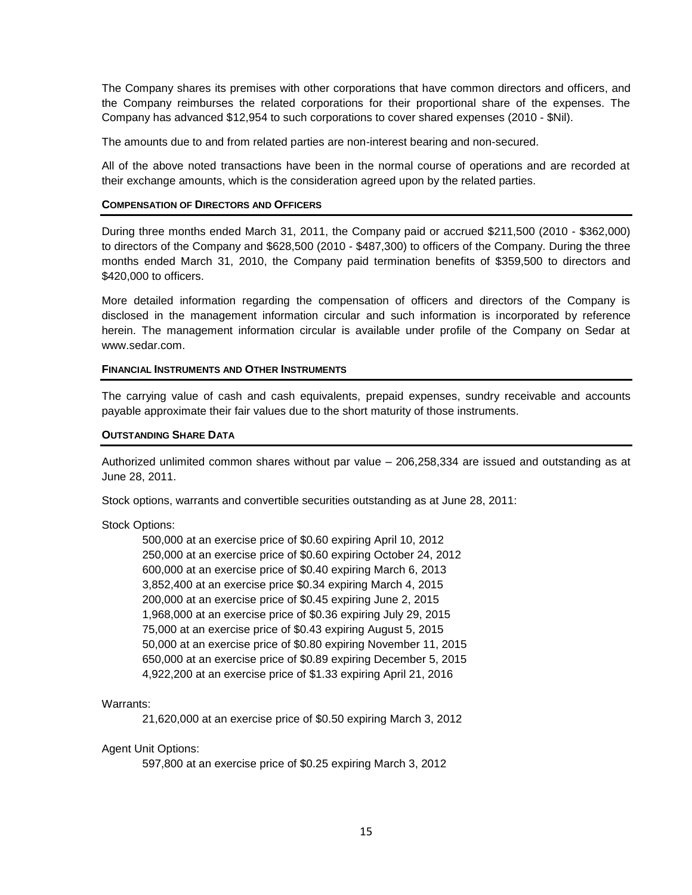The Company shares its premises with other corporations that have common directors and officers, and the Company reimburses the related corporations for their proportional share of the expenses. The Company has advanced $12,954 to such corporations to cover shared expenses (2010 - $Nil).

The amounts due to and from related parties are non-interest bearing and non-secured.

All of the above noted transactions have been in the normal course of operations and are recorded at their exchange amounts, which is the consideration agreed upon by the related parties.

## COMPENSATION OF DIRECTORS AND OFFICERS

During three months ended March 31, 2011, the Company paid or accrued $211,500 (2010 - $362,000) to directors of the Company and $628,500 (2010 - $487,300) to officers of the Company. During the three months ended March 31, 2010, the Company paid termination benefits of $359,500 to directors and $420,000 to officers.

More detailed information regarding the compensation of officers and directors of the Company is disclosed in the management information circular and such information is incorporated by reference herein. The management information circular is available under profile of the Company on Sedar at www.sedar.com.

## FINANCIAL INSTRUMENTS AND OTHER INSTRUMENTS

The carrying value of cash and cash equivalents, prepaid expenses, sundry receivable and accounts payable approximate their fair values due to the short maturity of those instruments.

## OUTSTANDING SHARE DATA

Authorized unlimited common shares without par value – 206,258,334 are issued and outstanding as at June 28, 2011.

Stock options, warrants and convertible securities outstanding as at June 28, 2011:

Stock Options:

- 500,000 at an exercise price of $0.60 expiring April 10, 2012
- 250,000 at an exercise price of $0.60 expiring October 24, 2012
- 600,000 at an exercise price of $0.40 expiring March 6, 2013
- 3,852,400 at an exercise price $0.34 expiring March 4, 2015
- 200,000 at an exercise price of $0.45 expiring June 2, 2015
- 1,968,000 at an exercise price of $0.36 expiring July 29, 2015
- 75,000 at an exercise price of $0.43 expiring August 5, 2015
- 50,000 at an exercise price of $0.80 expiring November 11, 2015
- 650,000 at an exercise price of $0.89 expiring December 5, 2015
- 4,922,200 at an exercise price of $1.33 expiring April 21, 2016

Warrants:

- 21,620,000 at an exercise price of $0.50 expiring March 3, 2012

Agent Unit Options:

- 597,800 at an exercise price of $0.25 expiring March 3, 2012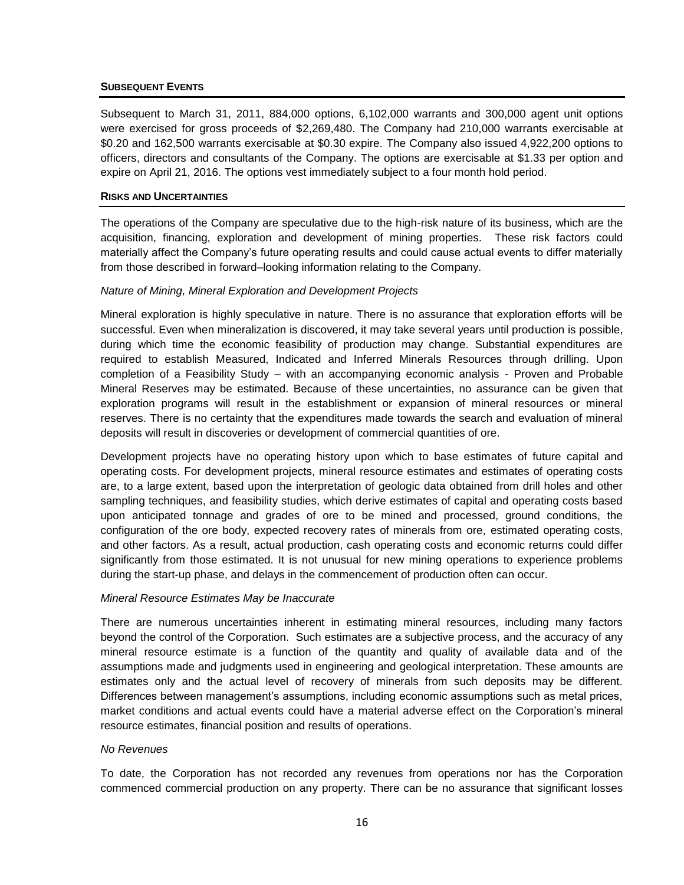## SUBSEQUENT EVENTS

Subsequent to March 31, 2011, 884,000 options, 6,102,000 warrants and 300,000 agent unit options were exercised for gross proceeds of $2,269,480. The Company had 210,000 warrants exercisable at $0.20 and 162,500 warrants exercisable at $0.30 expire. The Company also issued 4,922,200 options to officers, directors and consultants of the Company. The options are exercisable at $1.33 per option and expire on April 21, 2016. The options vest immediately subject to a four month hold period.

## RISKS AND UNCERTAINTIES

The operations of the Company are speculative due to the high-risk nature of its business, which are the acquisition, financing, exploration and development of mining properties. These risk factors could materially affect the Company's future operating results and could cause actual events to differ materially from those described in forward–looking information relating to the Company.

*Nature of Mining, Mineral Exploration and Development Projects*

Mineral exploration is highly speculative in nature. There is no assurance that exploration efforts will be successful. Even when mineralization is discovered, it may take several years until production is possible, during which time the economic feasibility of production may change. Substantial expenditures are required to establish Measured, Indicated and Inferred Minerals Resources through drilling. Upon completion of a Feasibility Study – with an accompanying economic analysis - Proven and Probable Mineral Reserves may be estimated. Because of these uncertainties, no assurance can be given that exploration programs will result in the establishment or expansion of mineral resources or mineral reserves. There is no certainty that the expenditures made towards the search and evaluation of mineral deposits will result in discoveries or development of commercial quantities of ore.

Development projects have no operating history upon which to base estimates of future capital and operating costs. For development projects, mineral resource estimates and estimates of operating costs are, to a large extent, based upon the interpretation of geologic data obtained from drill holes and other sampling techniques, and feasibility studies, which derive estimates of capital and operating costs based upon anticipated tonnage and grades of ore to be mined and processed, ground conditions, the configuration of the ore body, expected recovery rates of minerals from ore, estimated operating costs, and other factors. As a result, actual production, cash operating costs and economic returns could differ significantly from those estimated. It is not unusual for new mining operations to experience problems during the start-up phase, and delays in the commencement of production often can occur.

*Mineral Resource Estimates May be Inaccurate*

There are numerous uncertainties inherent in estimating mineral resources, including many factors beyond the control of the Corporation. Such estimates are a subjective process, and the accuracy of any mineral resource estimate is a function of the quantity and quality of available data and of the assumptions made and judgments used in engineering and geological interpretation. These amounts are estimates only and the actual level of recovery of minerals from such deposits may be different. Differences between management's assumptions, including economic assumptions such as metal prices, market conditions and actual events could have a material adverse effect on the Corporation's mineral resource estimates, financial position and results of operations.

*No Revenues*

To date, the Corporation has not recorded any revenues from operations nor has the Corporation commenced commercial production on any property. There can be no assurance that significant losses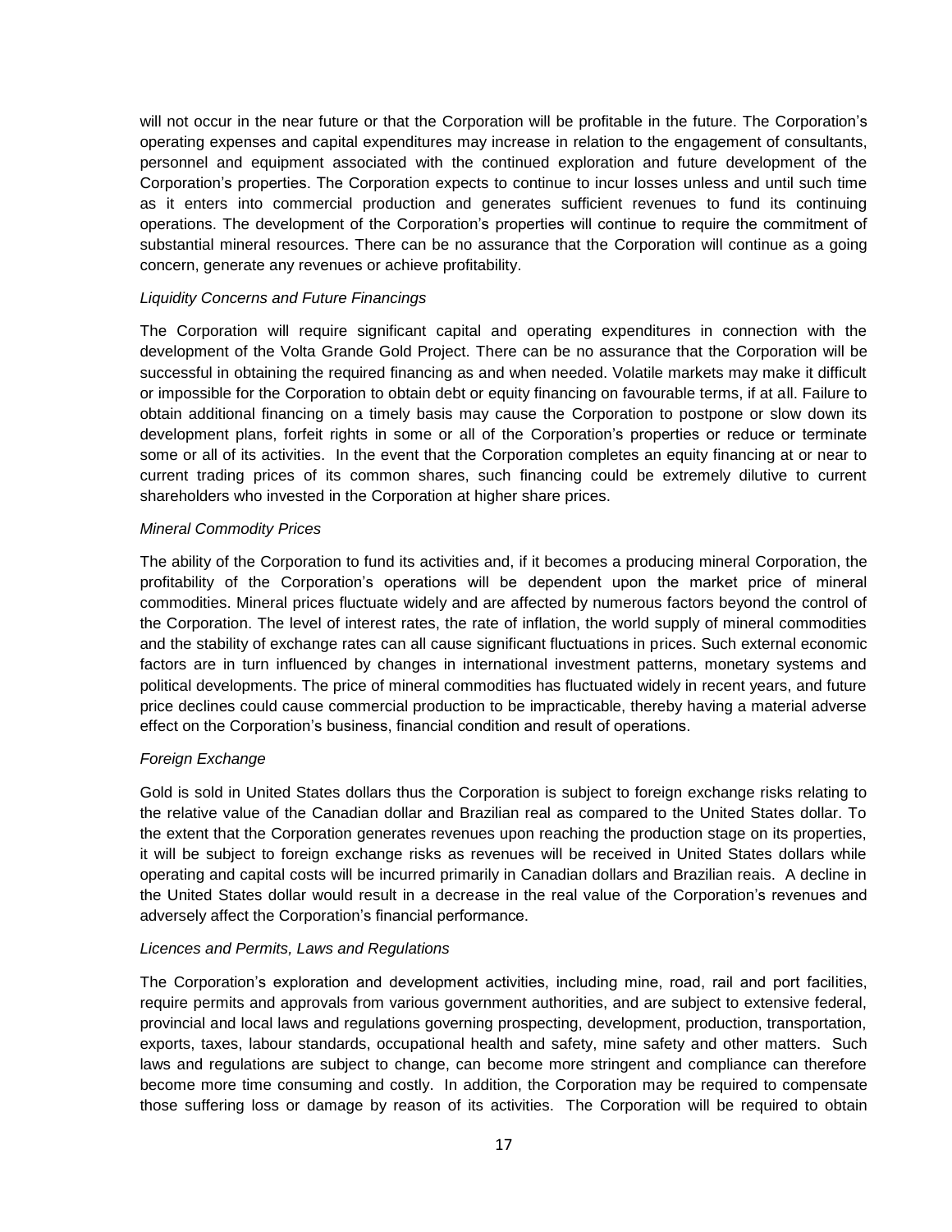will not occur in the near future or that the Corporation will be profitable in the future. The Corporation's operating expenses and capital expenditures may increase in relation to the engagement of consultants, personnel and equipment associated with the continued exploration and future development of the Corporation's properties. The Corporation expects to continue to incur losses unless and until such time as it enters into commercial production and generates sufficient revenues to fund its continuing operations. The development of the Corporation's properties will continue to require the commitment of substantial mineral resources. There can be no assurance that the Corporation will continue as a going concern, generate any revenues or achieve profitability.

*Liquidity Concerns and Future Financings*

The Corporation will require significant capital and operating expenditures in connection with the development of the Volta Grande Gold Project. There can be no assurance that the Corporation will be successful in obtaining the required financing as and when needed. Volatile markets may make it difficult or impossible for the Corporation to obtain debt or equity financing on favourable terms, if at all. Failure to obtain additional financing on a timely basis may cause the Corporation to postpone or slow down its development plans, forfeit rights in some or all of the Corporation's properties or reduce or terminate some or all of its activities. In the event that the Corporation completes an equity financing at or near to current trading prices of its common shares, such financing could be extremely dilutive to current shareholders who invested in the Corporation at higher share prices.

*Mineral Commodity Prices*

The ability of the Corporation to fund its activities and, if it becomes a producing mineral Corporation, the profitability of the Corporation's operations will be dependent upon the market price of mineral commodities. Mineral prices fluctuate widely and are affected by numerous factors beyond the control of the Corporation. The level of interest rates, the rate of inflation, the world supply of mineral commodities and the stability of exchange rates can all cause significant fluctuations in prices. Such external economic factors are in turn influenced by changes in international investment patterns, monetary systems and political developments. The price of mineral commodities has fluctuated widely in recent years, and future price declines could cause commercial production to be impracticable, thereby having a material adverse effect on the Corporation's business, financial condition and result of operations.

*Foreign Exchange*

Gold is sold in United States dollars thus the Corporation is subject to foreign exchange risks relating to the relative value of the Canadian dollar and Brazilian real as compared to the United States dollar. To the extent that the Corporation generates revenues upon reaching the production stage on its properties, it will be subject to foreign exchange risks as revenues will be received in United States dollars while operating and capital costs will be incurred primarily in Canadian dollars and Brazilian reais. A decline in the United States dollar would result in a decrease in the real value of the Corporation's revenues and adversely affect the Corporation's financial performance.

*Licences and Permits, Laws and Regulations*

The Corporation's exploration and development activities, including mine, road, rail and port facilities, require permits and approvals from various government authorities, and are subject to extensive federal, provincial and local laws and regulations governing prospecting, development, production, transportation, exports, taxes, labour standards, occupational health and safety, mine safety and other matters. Such laws and regulations are subject to change, can become more stringent and compliance can therefore become more time consuming and costly. In addition, the Corporation may be required to compensate those suffering loss or damage by reason of its activities. The Corporation will be required to obtain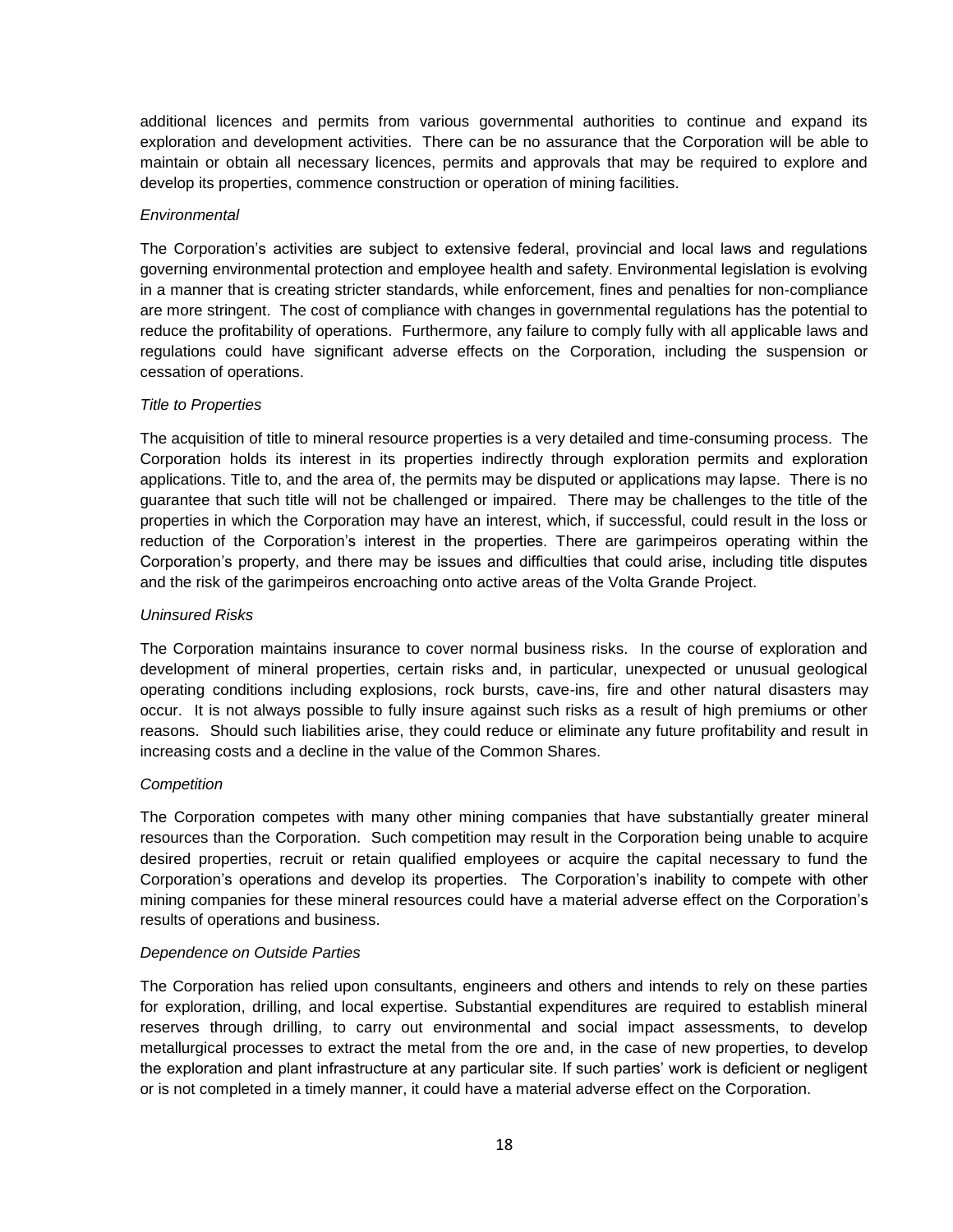additional licences and permits from various governmental authorities to continue and expand its exploration and development activities. There can be no assurance that the Corporation will be able to maintain or obtain all necessary licences, permits and approvals that may be required to explore and develop its properties, commence construction or operation of mining facilities.

*Environmental*

The Corporation's activities are subject to extensive federal, provincial and local laws and regulations governing environmental protection and employee health and safety. Environmental legislation is evolving in a manner that is creating stricter standards, while enforcement, fines and penalties for non-compliance are more stringent. The cost of compliance with changes in governmental regulations has the potential to reduce the profitability of operations. Furthermore, any failure to comply fully with all applicable laws and regulations could have significant adverse effects on the Corporation, including the suspension or cessation of operations.

*Title to Properties*

The acquisition of title to mineral resource properties is a very detailed and time-consuming process. The Corporation holds its interest in its properties indirectly through exploration permits and exploration applications. Title to, and the area of, the permits may be disputed or applications may lapse. There is no guarantee that such title will not be challenged or impaired. There may be challenges to the title of the properties in which the Corporation may have an interest, which, if successful, could result in the loss or reduction of the Corporation's interest in the properties. There are garimpeiros operating within the Corporation's property, and there may be issues and difficulties that could arise, including title disputes and the risk of the garimpeiros encroaching onto active areas of the Volta Grande Project.

*Uninsured Risks*

The Corporation maintains insurance to cover normal business risks. In the course of exploration and development of mineral properties, certain risks and, in particular, unexpected or unusual geological operating conditions including explosions, rock bursts, cave-ins, fire and other natural disasters may occur. It is not always possible to fully insure against such risks as a result of high premiums or other reasons. Should such liabilities arise, they could reduce or eliminate any future profitability and result in increasing costs and a decline in the value of the Common Shares.

*Competition*

The Corporation competes with many other mining companies that have substantially greater mineral resources than the Corporation. Such competition may result in the Corporation being unable to acquire desired properties, recruit or retain qualified employees or acquire the capital necessary to fund the Corporation's operations and develop its properties. The Corporation's inability to compete with other mining companies for these mineral resources could have a material adverse effect on the Corporation's results of operations and business.

*Dependence on Outside Parties*

The Corporation has relied upon consultants, engineers and others and intends to rely on these parties for exploration, drilling, and local expertise. Substantial expenditures are required to establish mineral reserves through drilling, to carry out environmental and social impact assessments, to develop metallurgical processes to extract the metal from the ore and, in the case of new properties, to develop the exploration and plant infrastructure at any particular site. If such parties' work is deficient or negligent or is not completed in a timely manner, it could have a material adverse effect on the Corporation.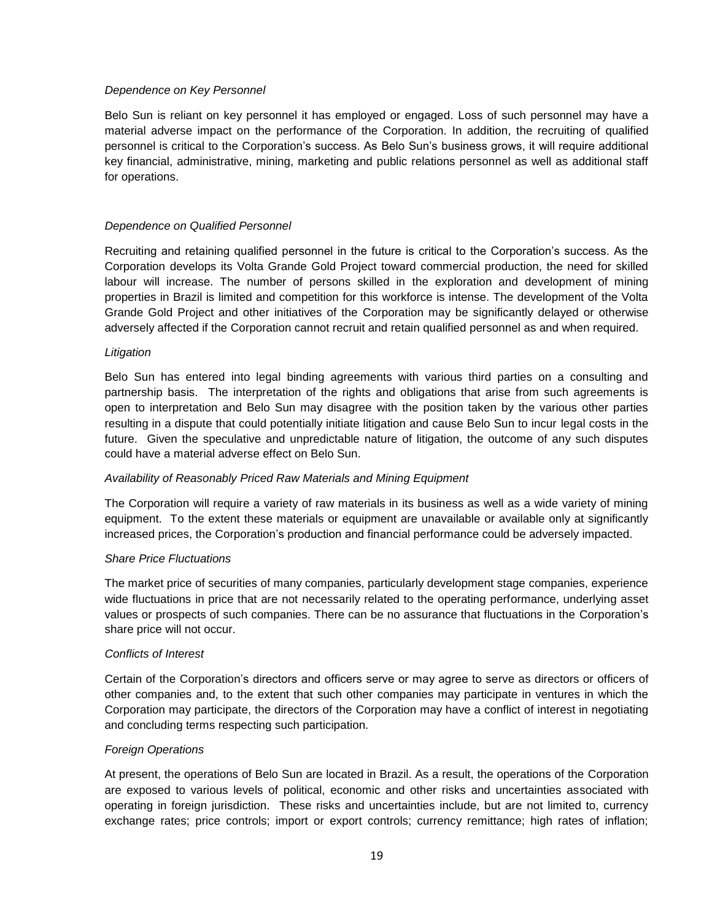*Dependence on Key Personnel*

Belo Sun is reliant on key personnel it has employed or engaged. Loss of such personnel may have a material adverse impact on the performance of the Corporation. In addition, the recruiting of qualified personnel is critical to the Corporation's success. As Belo Sun's business grows, it will require additional key financial, administrative, mining, marketing and public relations personnel as well as additional staff for operations.

*Dependence on Qualified Personnel*

Recruiting and retaining qualified personnel in the future is critical to the Corporation's success. As the Corporation develops its Volta Grande Gold Project toward commercial production, the need for skilled labour will increase. The number of persons skilled in the exploration and development of mining properties in Brazil is limited and competition for this workforce is intense. The development of the Volta Grande Gold Project and other initiatives of the Corporation may be significantly delayed or otherwise adversely affected if the Corporation cannot recruit and retain qualified personnel as and when required.

*Litigation*

Belo Sun has entered into legal binding agreements with various third parties on a consulting and partnership basis. The interpretation of the rights and obligations that arise from such agreements is open to interpretation and Belo Sun may disagree with the position taken by the various other parties resulting in a dispute that could potentially initiate litigation and cause Belo Sun to incur legal costs in the future. Given the speculative and unpredictable nature of litigation, the outcome of any such disputes could have a material adverse effect on Belo Sun.

*Availability of Reasonably Priced Raw Materials and Mining Equipment*

The Corporation will require a variety of raw materials in its business as well as a wide variety of mining equipment. To the extent these materials or equipment are unavailable or available only at significantly increased prices, the Corporation's production and financial performance could be adversely impacted.

*Share Price Fluctuations*

The market price of securities of many companies, particularly development stage companies, experience wide fluctuations in price that are not necessarily related to the operating performance, underlying asset values or prospects of such companies. There can be no assurance that fluctuations in the Corporation's share price will not occur.

*Conflicts of Interest*

Certain of the Corporation's directors and officers serve or may agree to serve as directors or officers of other companies and, to the extent that such other companies may participate in ventures in which the Corporation may participate, the directors of the Corporation may have a conflict of interest in negotiating and concluding terms respecting such participation.

*Foreign Operations*

At present, the operations of Belo Sun are located in Brazil. As a result, the operations of the Corporation are exposed to various levels of political, economic and other risks and uncertainties associated with operating in foreign jurisdiction. These risks and uncertainties include, but are not limited to, currency exchange rates; price controls; import or export controls; currency remittance; high rates of inflation;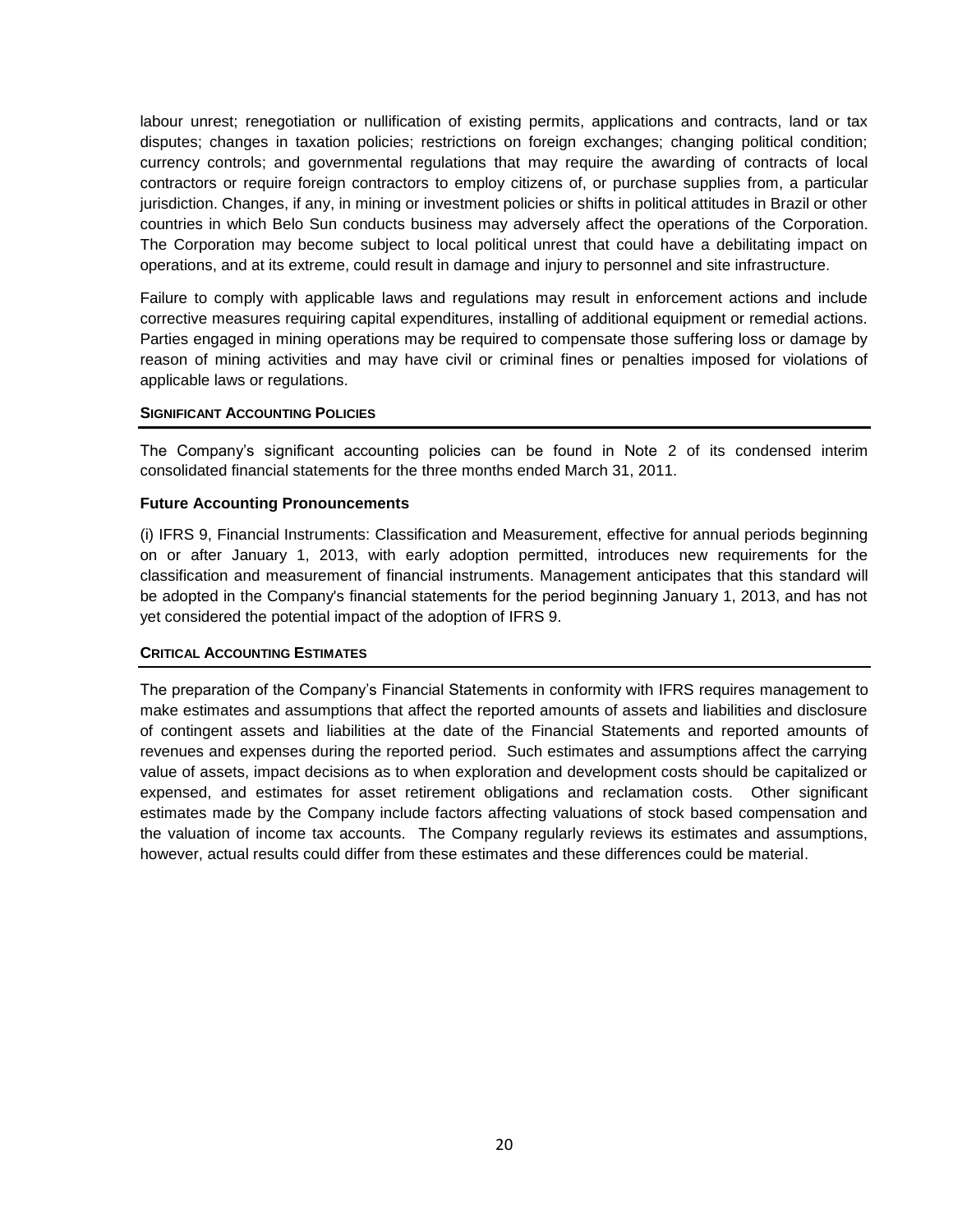labour unrest; renegotiation or nullification of existing permits, applications and contracts, land or tax disputes; changes in taxation policies; restrictions on foreign exchanges; changing political condition; currency controls; and governmental regulations that may require the awarding of contracts of local contractors or require foreign contractors to employ citizens of, or purchase supplies from, a particular jurisdiction. Changes, if any, in mining or investment policies or shifts in political attitudes in Brazil or other countries in which Belo Sun conducts business may adversely affect the operations of the Corporation. The Corporation may become subject to local political unrest that could have a debilitating impact on operations, and at its extreme, could result in damage and injury to personnel and site infrastructure.

Failure to comply with applicable laws and regulations may result in enforcement actions and include corrective measures requiring capital expenditures, installing of additional equipment or remedial actions. Parties engaged in mining operations may be required to compensate those suffering loss or damage by reason of mining activities and may have civil or criminal fines or penalties imposed for violations of applicable laws or regulations.

## SIGNIFICANT ACCOUNTING POLICIES

The Company's significant accounting policies can be found in Note 2 of its condensed interim consolidated financial statements for the three months ended March 31, 2011.

### Future Accounting Pronouncements

(i) IFRS 9, Financial Instruments: Classification and Measurement, effective for annual periods beginning on or after January 1, 2013, with early adoption permitted, introduces new requirements for the classification and measurement of financial instruments. Management anticipates that this standard will be adopted in the Company's financial statements for the period beginning January 1, 2013, and has not yet considered the potential impact of the adoption of IFRS 9.

## CRITICAL ACCOUNTING ESTIMATES

The preparation of the Company's Financial Statements in conformity with IFRS requires management to make estimates and assumptions that affect the reported amounts of assets and liabilities and disclosure of contingent assets and liabilities at the date of the Financial Statements and reported amounts of revenues and expenses during the reported period. Such estimates and assumptions affect the carrying value of assets, impact decisions as to when exploration and development costs should be capitalized or expensed, and estimates for asset retirement obligations and reclamation costs. Other significant estimates made by the Company include factors affecting valuations of stock based compensation and the valuation of income tax accounts. The Company regularly reviews its estimates and assumptions, however, actual results could differ from these estimates and these differences could be material.